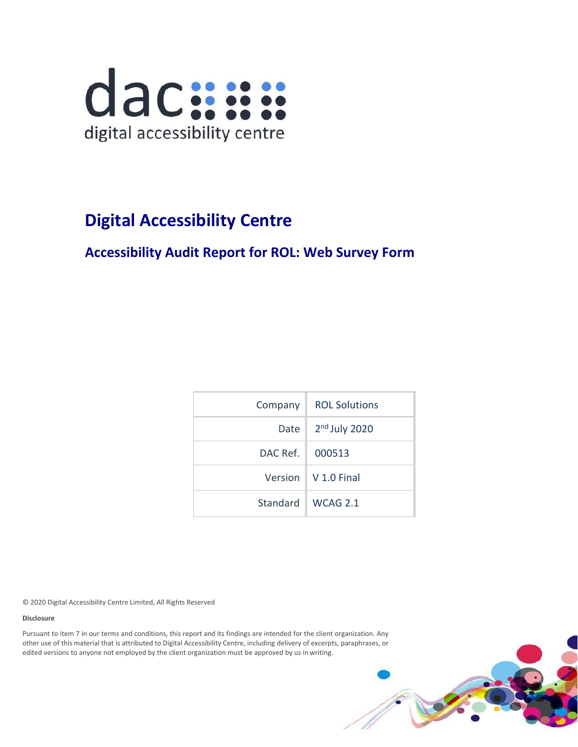dac

digital accessibility centre

# Digital Accessibility Centre

## Accessibility Audit Report for ROL: Web Survey Form

| | |
|---|---|
| Company | ROL Solutions |
| Date | 2nd July 2020 |
| DAC Ref. | 000513 |
| Version | V 1.0 Final |
| Standard | WCAG 2.1 |

© 2020 Digital Accessibility Centre Limited, All Rights Reserved

**Disclosure**

Pursuant to item 7 in our terms and conditions, this report and its findings are intended for the client organization. Any other use of this material that is attributed to Digital Accessibility Centre, including delivery of excerpts, paraphrases, or edited versions to anyone not employed by the client organization must be approved by us in writing.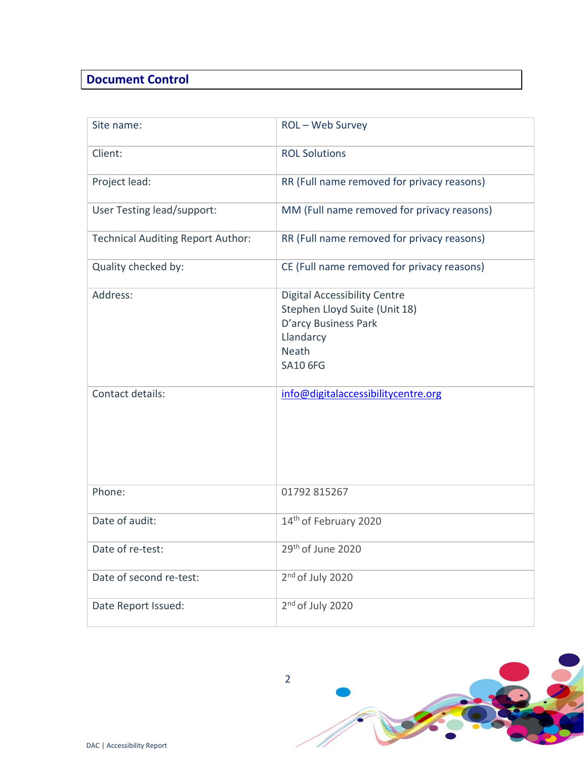## Document Control

| | |
|---|---|
| Site name: | ROL – Web Survey |
| Client: | ROL Solutions |
| Project lead: | RR (Full name removed for privacy reasons) |
| User Testing lead/support: | MM (Full name removed for privacy reasons) |
| Technical Auditing Report Author: | RR (Full name removed for privacy reasons) |
| Quality checked by: | CE (Full name removed for privacy reasons) |
| Address: | Digital Accessibility Centre<br>Stephen Lloyd Suite (Unit 18)<br>D'arcy Business Park<br>Llandarcy<br>Neath<br>SA10 6FG |
| Contact details: | info@digitalaccessibilitycentre.org |
| Phone: | 01792 815267 |
| Date of audit: | 14th of February 2020 |
| Date of re-test: | 29th of June 2020 |
| Date of second re-test: | 2nd of July 2020 |
| Date Report Issued: | 2nd of July 2020 |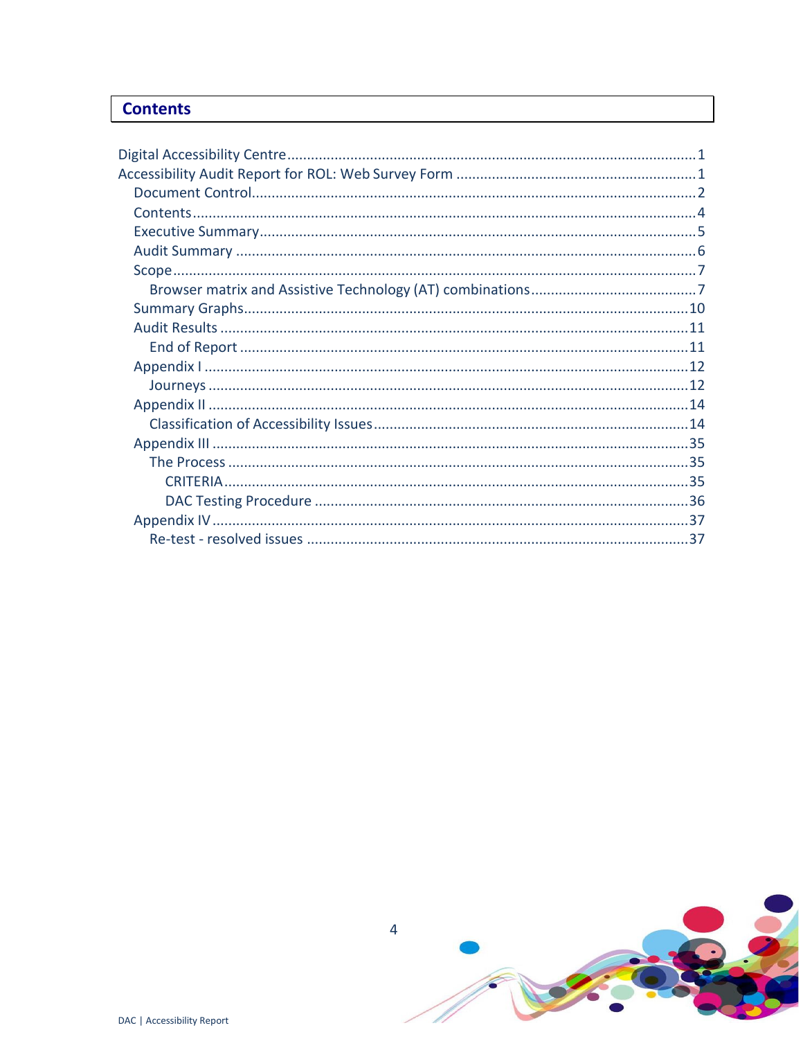## Contents

- Digital Accessibility Centre....................1
- Accessibility Audit Report for ROL: Web Survey Form....................1
  - Document Control....................2
  - Contents....................4
  - Executive Summary....................5
  - Audit Summary....................6
  - Scope....................7
    - Browser matrix and Assistive Technology (AT) combinations....................7
  - Summary Graphs....................10
  - Audit Results....................11
    - End of Report....................11
  - Appendix I....................12
    - Journeys....................12
  - Appendix II....................14
    - Classification of Accessibility Issues....................14
  - Appendix III....................35
    - The Process....................35
      - CRITERIA....................35
      - DAC Testing Procedure....................36
  - Appendix IV....................37
    - Re-test - resolved issues....................37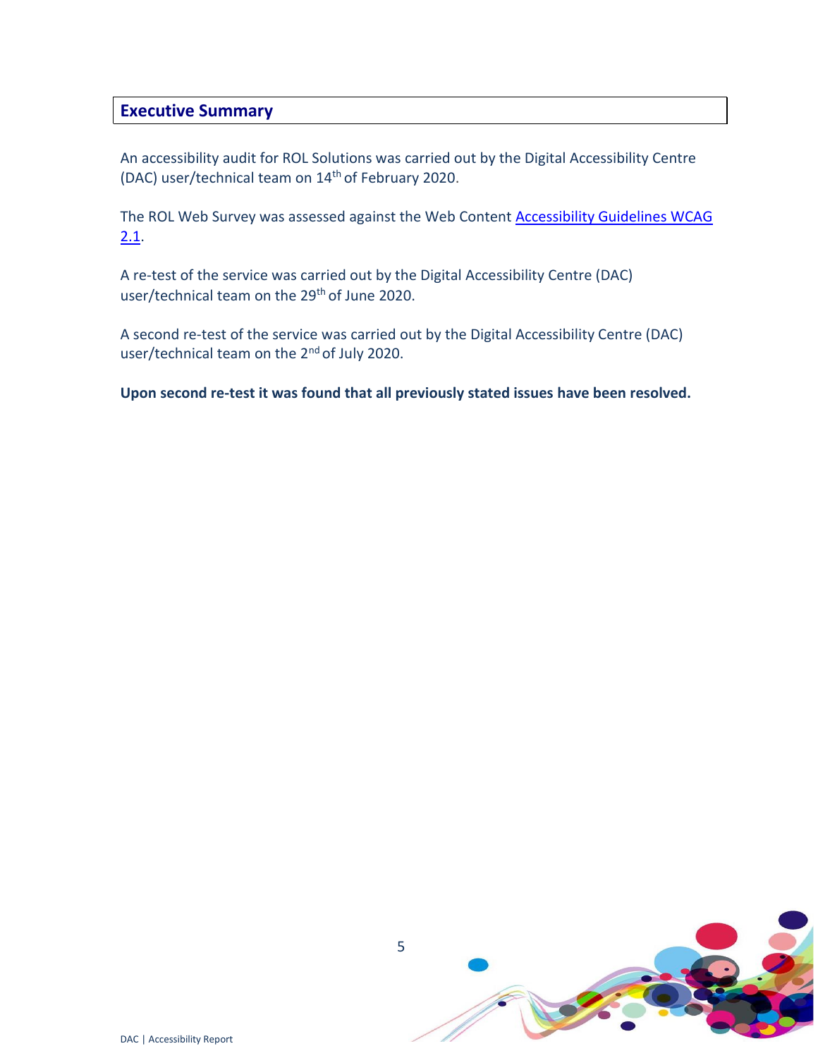## Executive Summary

An accessibility audit for ROL Solutions was carried out by the Digital Accessibility Centre (DAC) user/technical team on 14th of February 2020.

The ROL Web Survey was assessed against the Web Content Accessibility Guidelines WCAG 2.1.

A re-test of the service was carried out by the Digital Accessibility Centre (DAC) user/technical team on the 29th of June 2020.

A second re-test of the service was carried out by the Digital Accessibility Centre (DAC) user/technical team on the 2nd of July 2020.

**Upon second re-test it was found that all previously stated issues have been resolved.**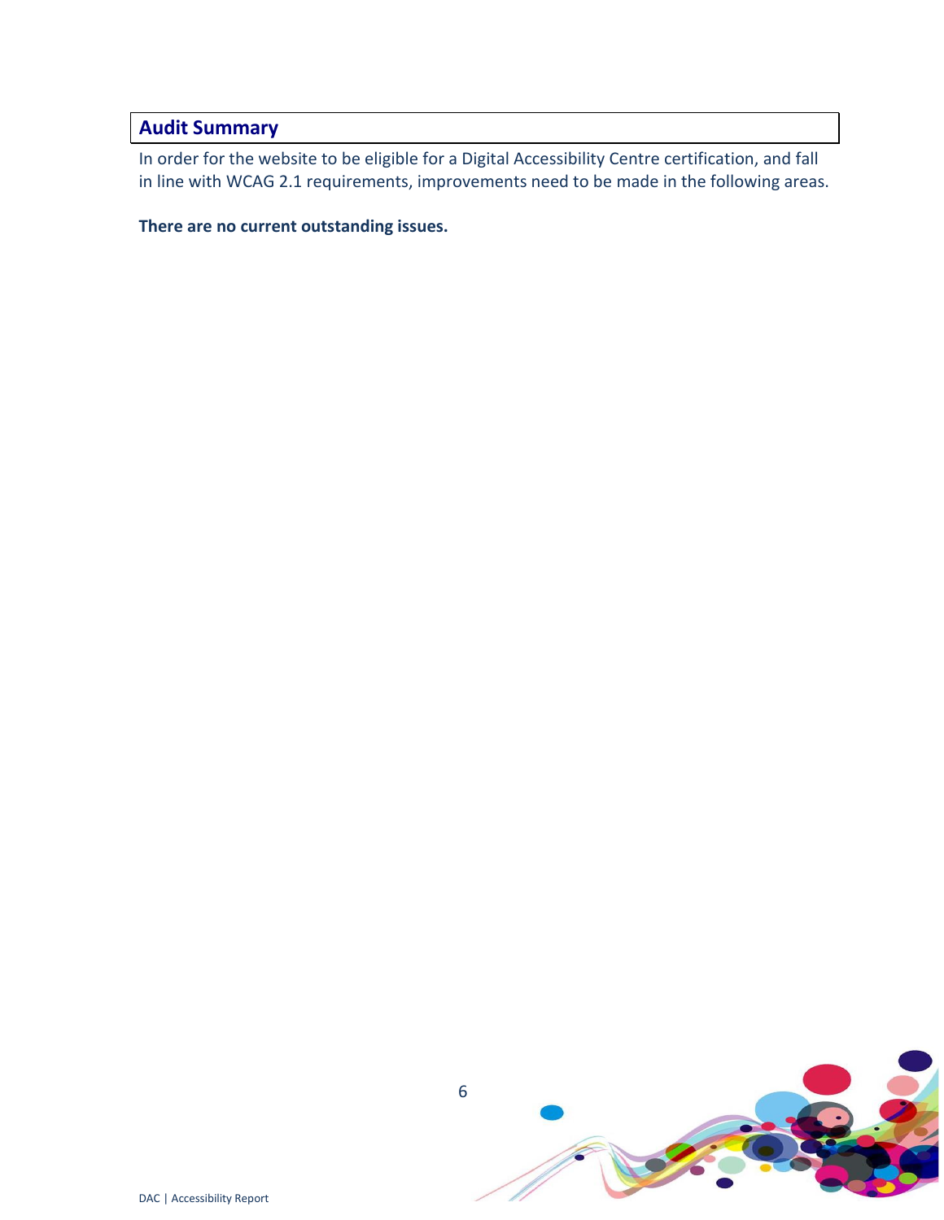## Audit Summary

In order for the website to be eligible for a Digital Accessibility Centre certification, and fall in line with WCAG 2.1 requirements, improvements need to be made in the following areas.

**There are no current outstanding issues.**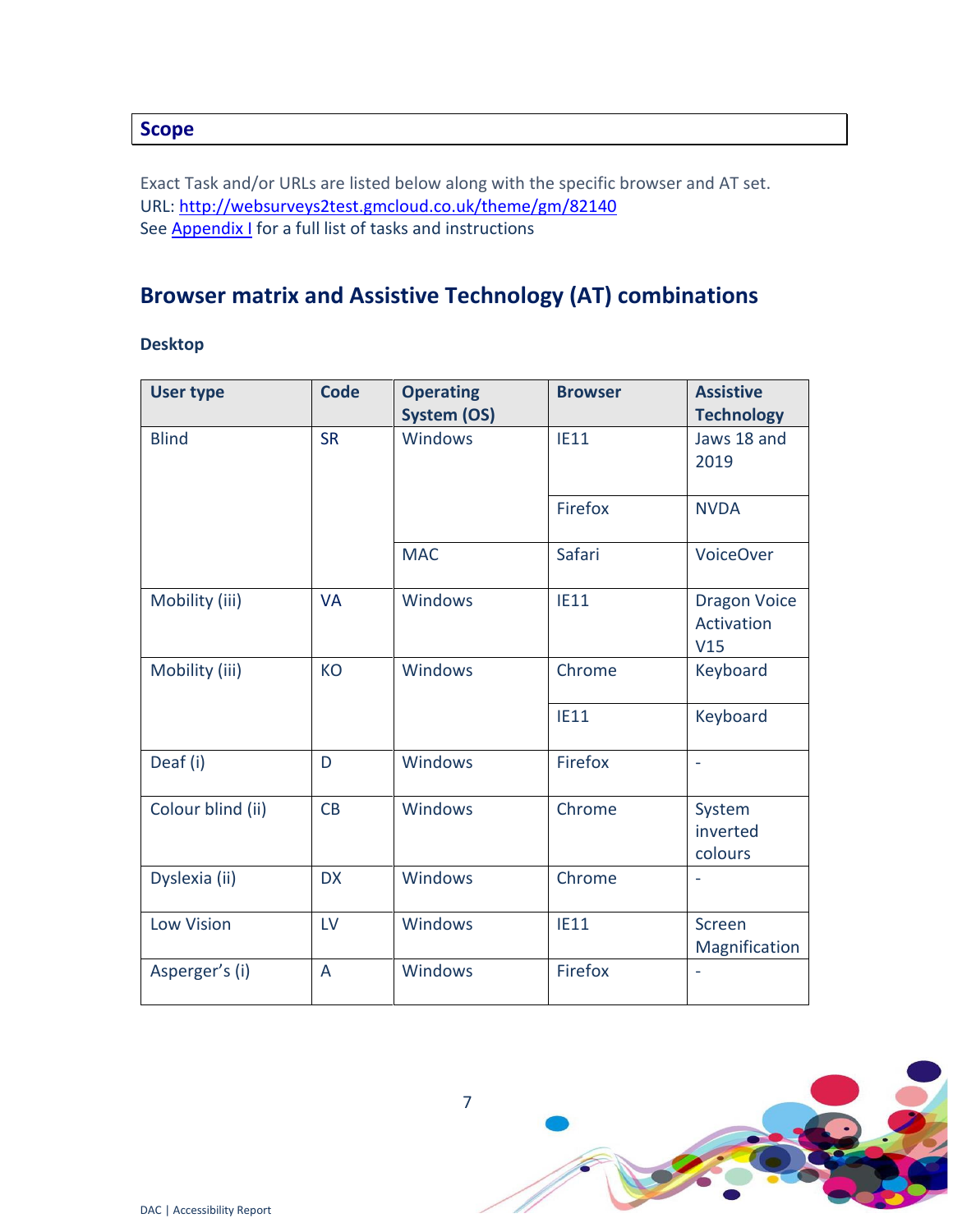## Scope

Exact Task and/or URLs are listed below along with the specific browser and AT set.
URL: [http://websurveys2test.gmcloud.co.uk/theme/gm/82140](http://websurveys2test.gmcloud.co.uk/theme/gm/82140)
See [Appendix I](#) for a full list of tasks and instructions

## Browser matrix and Assistive Technology (AT) combinations

### Desktop

| User type | Code | Operating System (OS) | Browser | Assistive Technology |
|---|---|---|---|---|
| Blind | SR | Windows | IE11 | Jaws 18 and 2019 |
| | | | Firefox | NVDA |
| | | MAC | Safari | VoiceOver |
| Mobility (iii) | VA | Windows | IE11 | Dragon Voice Activation V15 |
| Mobility (iii) | KO | Windows | Chrome | Keyboard |
| | | | IE11 | Keyboard |
| Deaf (i) | D | Windows | Firefox | - |
| Colour blind (ii) | CB | Windows | Chrome | System inverted colours |
| Dyslexia (ii) | DX | Windows | Chrome | - |
| Low Vision | LV | Windows | IE11 | Screen Magnification |
| Asperger's (i) | A | Windows | Firefox | - |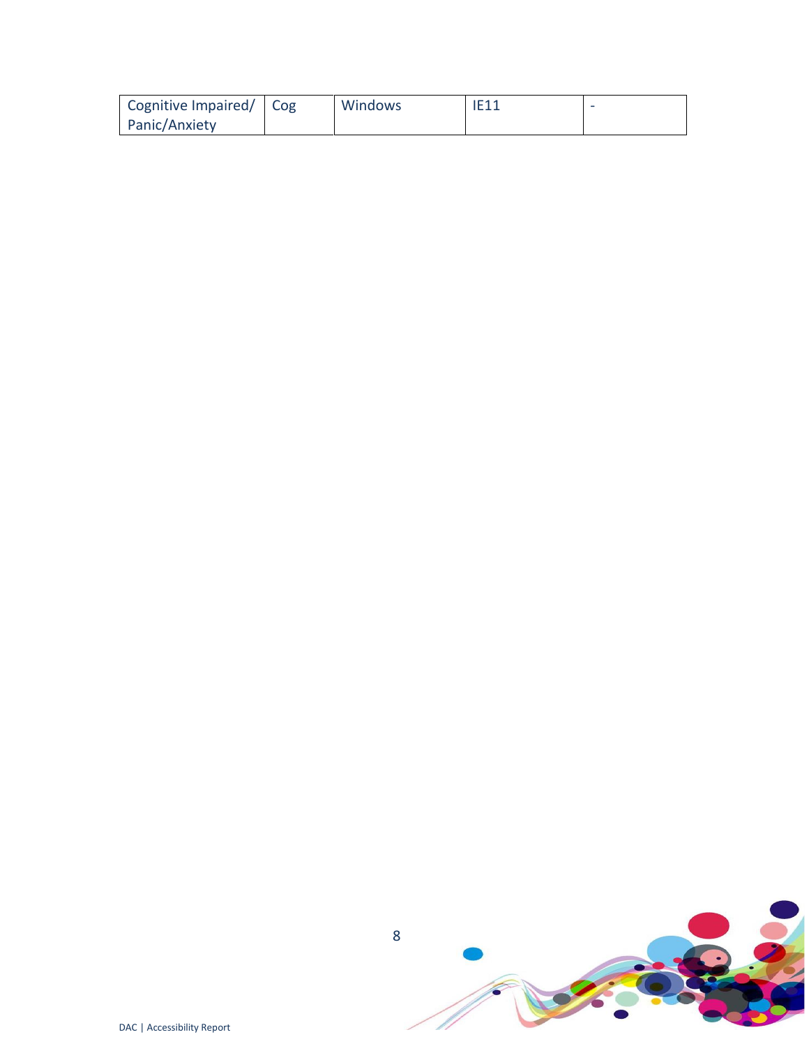| Cognitive Impaired/ Panic/Anxiety | Cog | Windows | IE11 | - |
| --- | --- | --- | --- | --- |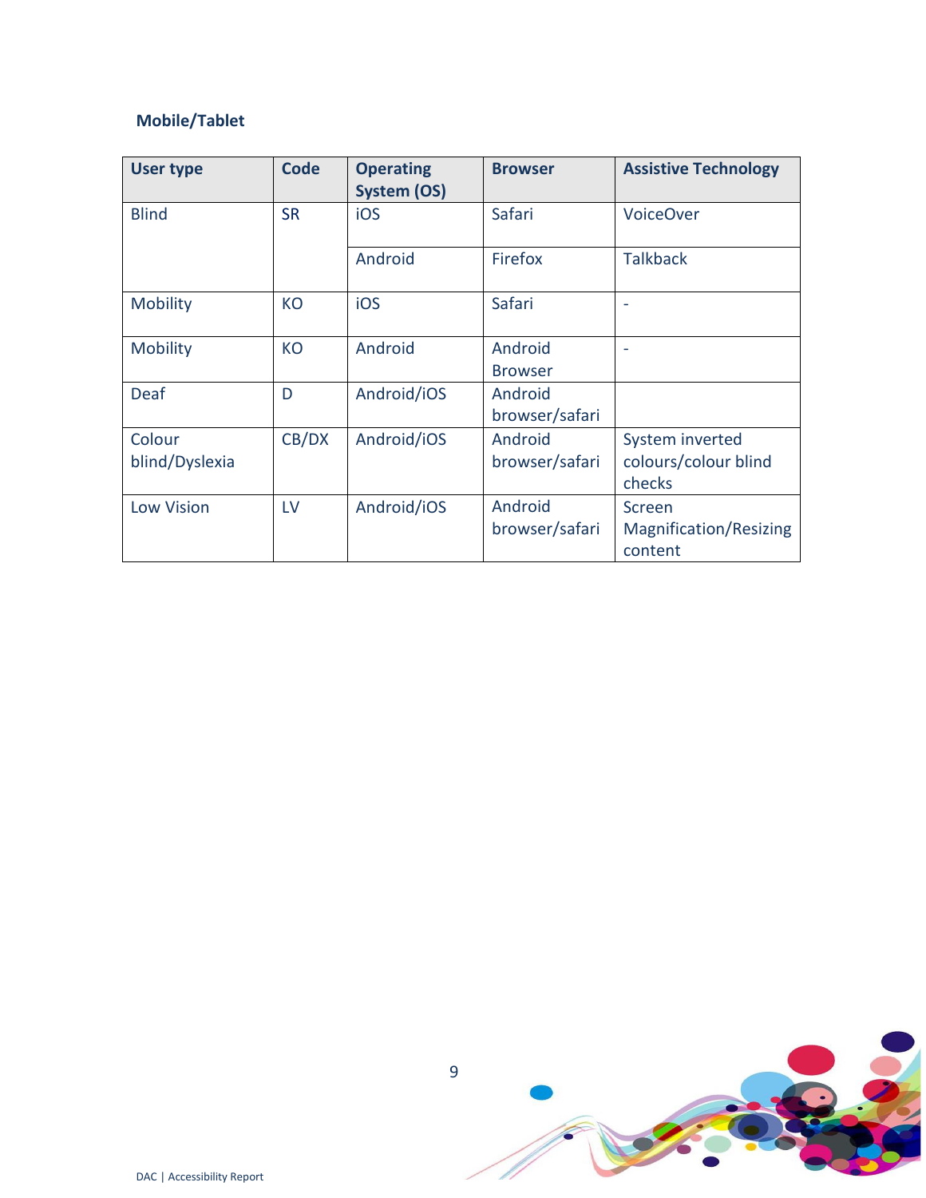**Mobile/Tablet**

| User type | Code | Operating System (OS) | Browser | Assistive Technology |
|---|---|---|---|---|
| Blind | SR | iOS | Safari | VoiceOver |
| | | Android | Firefox | Talkback |
| Mobility | KO | iOS | Safari | - |
| Mobility | KO | Android | Android Browser | - |
| Deaf | D | Android/iOS | Android browser/safari | |
| Colour blind/Dyslexia | CB/DX | Android/iOS | Android browser/safari | System inverted colours/colour blind checks |
| Low Vision | LV | Android/iOS | Android browser/safari | Screen Magnification/Resizing content |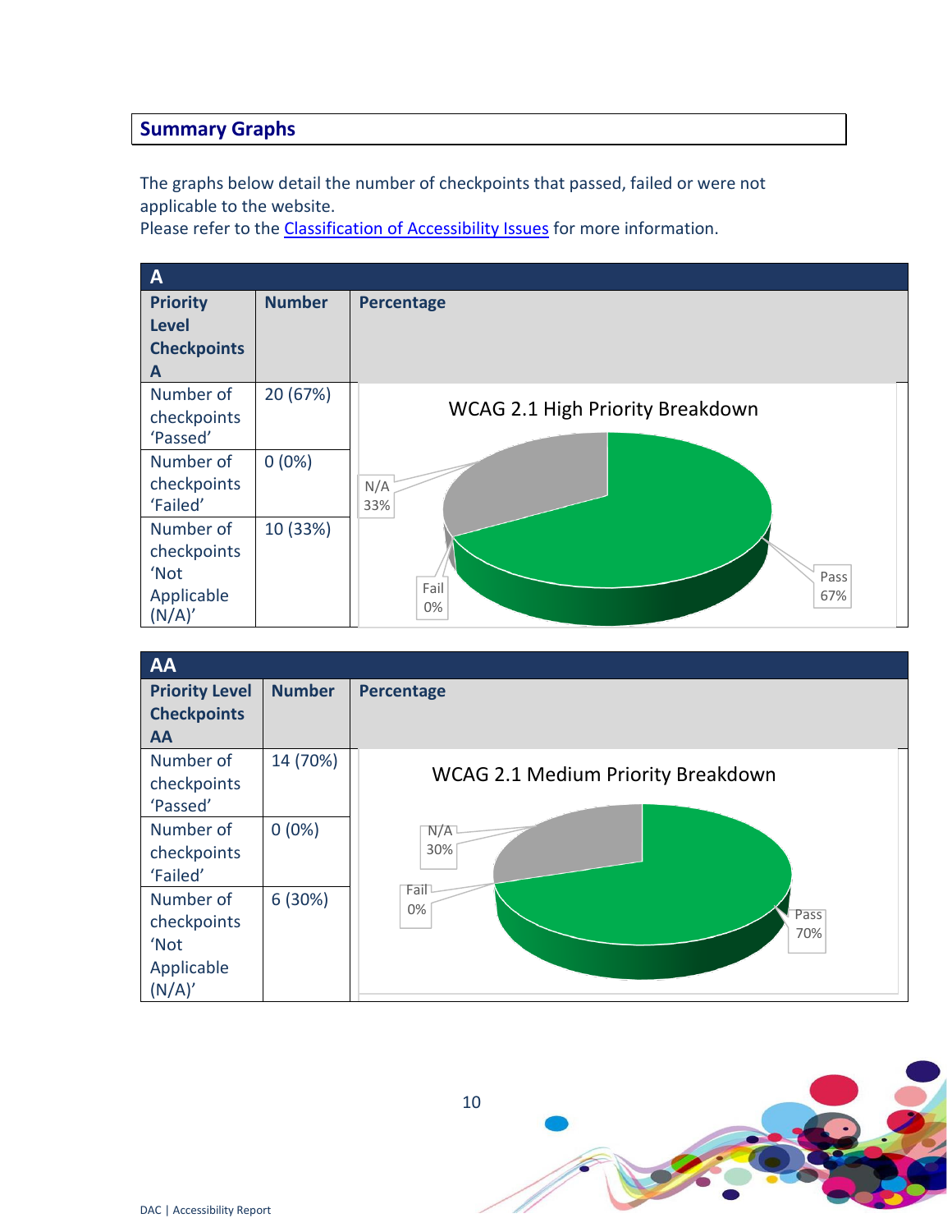## Summary Graphs

The graphs below detail the number of checkpoints that passed, failed or were not applicable to the website.
Please refer to the Classification of Accessibility Issues for more information.

| A | | |
|---|---|---|
| **Priority Level Checkpoints A** | **Number** | **Percentage** |
| Number of checkpoints 'Passed' | 20 (67%) | WCAG 2.1 High Priority Breakdown: Pass 67%, Fail 0%, N/A 33% |
| Number of checkpoints 'Failed' | 0 (0%) | |
| Number of checkpoints 'Not Applicable (N/A)' | 10 (33%) | |

| AA | | |
|---|---|---|
| **Priority Level Checkpoints AA** | **Number** | **Percentage** |
| Number of checkpoints 'Passed' | 14 (70%) | WCAG 2.1 Medium Priority Breakdown: Pass 70%, Fail 0%, N/A 30% |
| Number of checkpoints 'Failed' | 0 (0%) | |
| Number of checkpoints 'Not Applicable (N/A)' | 6 (30%) | |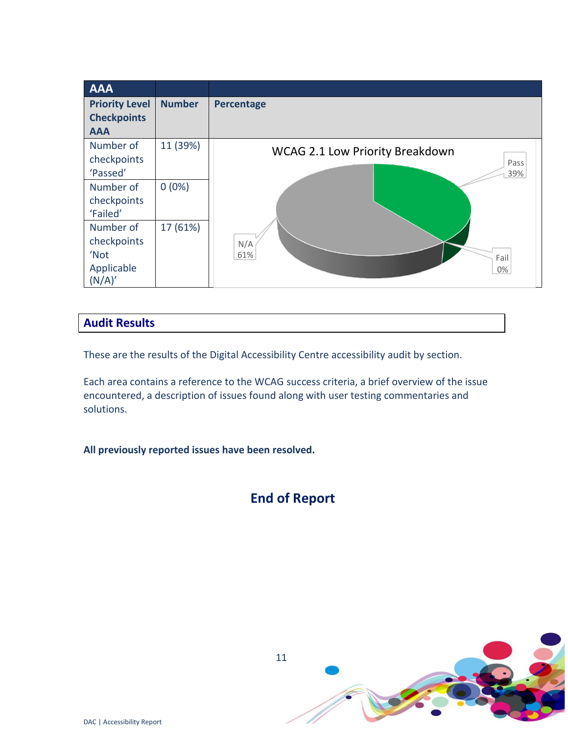| AAA | | |
|---|---|---|
| **Priority Level Checkpoints AAA** | **Number** | **Percentage** |
| Number of checkpoints 'Passed' | 11 (39%) | WCAG 2.1 Low Priority Breakdown: Pass 39%, Fail 0%, N/A 61% |
| Number of checkpoints 'Failed' | 0 (0%) | |
| Number of checkpoints 'Not Applicable (N/A)' | 17 (61%) | |

## Audit Results

These are the results of the Digital Accessibility Centre accessibility audit by section.

Each area contains a reference to the WCAG success criteria, a brief overview of the issue encountered, a description of issues found along with user testing commentaries and solutions.

**All previously reported issues have been resolved.**

## End of Report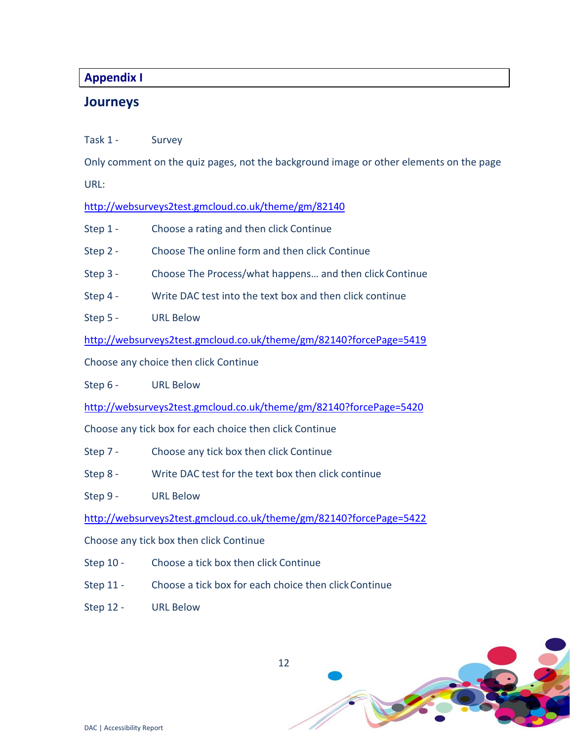## Appendix I

## Journeys

Task 1 - Survey

Only comment on the quiz pages, not the background image or other elements on the page

URL:

http://websurveys2test.gmcloud.co.uk/theme/gm/82140

Step 1 - Choose a rating and then click Continue

Step 2 - Choose The online form and then click Continue

Step 3 - Choose The Process/what happens… and then click Continue

Step 4 - Write DAC test into the text box and then click continue

Step 5 - URL Below

http://websurveys2test.gmcloud.co.uk/theme/gm/82140?forcePage=5419

Choose any choice then click Continue

Step 6 - URL Below

http://websurveys2test.gmcloud.co.uk/theme/gm/82140?forcePage=5420

Choose any tick box for each choice then click Continue

Step 7 - Choose any tick box then click Continue

Step 8 - Write DAC test for the text box then click continue

Step 9 - URL Below

http://websurveys2test.gmcloud.co.uk/theme/gm/82140?forcePage=5422

Choose any tick box then click Continue

Step 10 - Choose a tick box then click Continue

Step 11 - Choose a tick box for each choice then click Continue

Step 12 - URL Below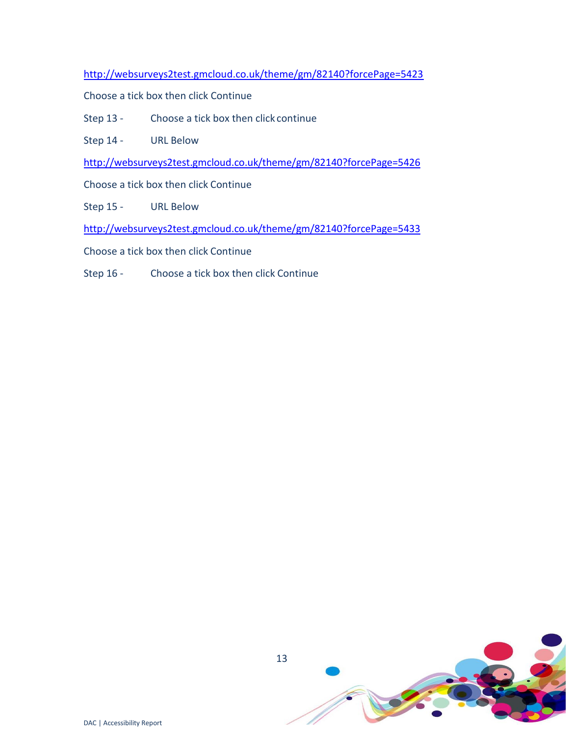http://websurveys2test.gmcloud.co.uk/theme/gm/82140?forcePage=5423

Choose a tick box then click Continue

Step 13 - Choose a tick box then click continue

Step 14 - URL Below

http://websurveys2test.gmcloud.co.uk/theme/gm/82140?forcePage=5426

Choose a tick box then click Continue

Step 15 - URL Below

http://websurveys2test.gmcloud.co.uk/theme/gm/82140?forcePage=5433

Choose a tick box then click Continue

Step 16 - Choose a tick box then click Continue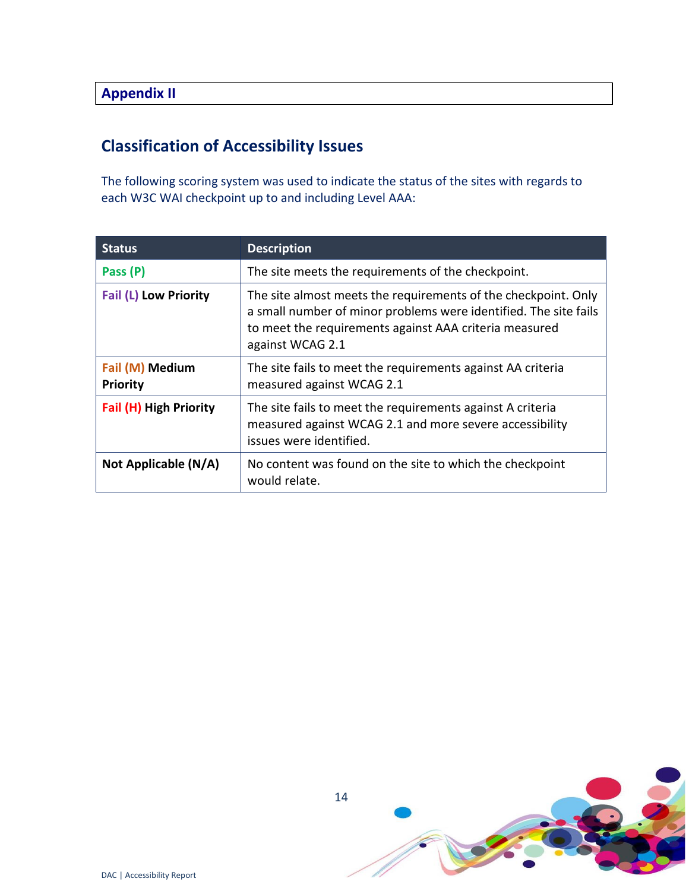## Appendix II

## Classification of Accessibility Issues

The following scoring system was used to indicate the status of the sites with regards to each W3C WAI checkpoint up to and including Level AAA:

| Status | Description |
| --- | --- |
| Pass (P) | The site meets the requirements of the checkpoint. |
| Fail (L) **Low Priority** | The site almost meets the requirements of the checkpoint. Only a small number of minor problems were identified. The site fails to meet the requirements against AAA criteria measured against WCAG 2.1 |
| Fail (M) **Medium Priority** | The site fails to meet the requirements against AA criteria measured against WCAG 2.1 |
| Fail (H) **High Priority** | The site fails to meet the requirements against A criteria measured against WCAG 2.1 and more severe accessibility issues were identified. |
| **Not Applicable (N/A)** | No content was found on the site to which the checkpoint would relate. |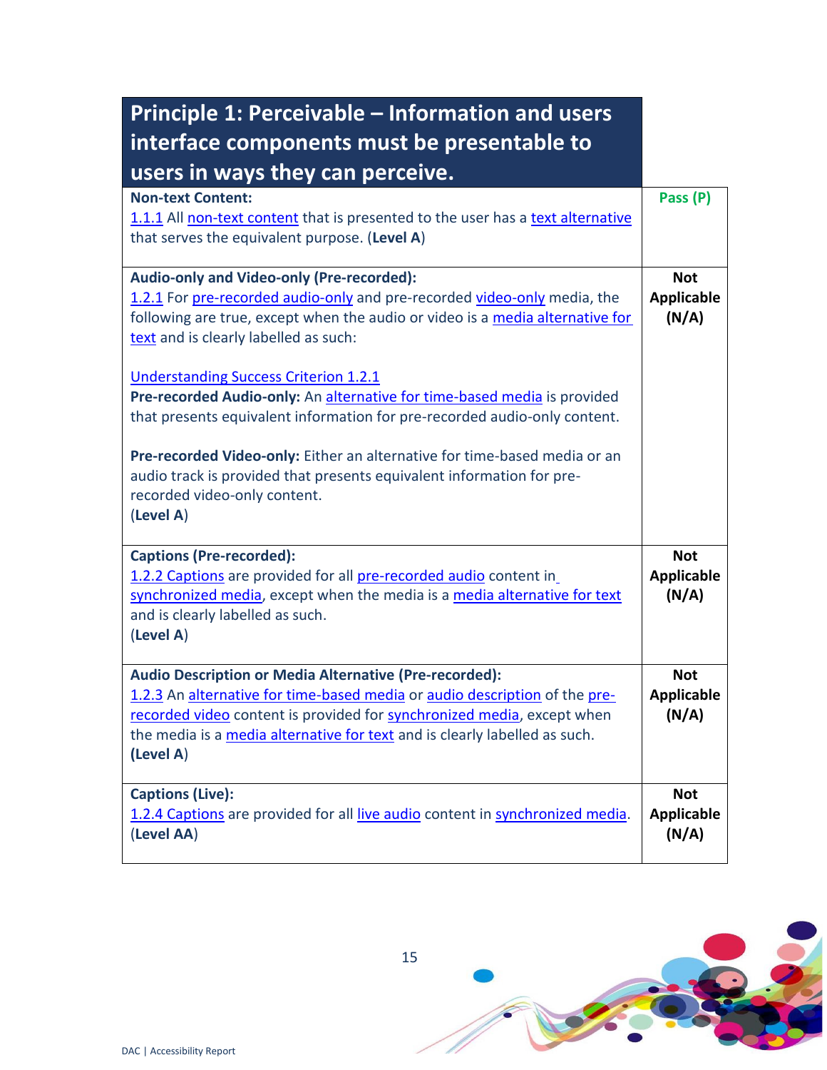| Principle 1: Perceivable – Information and users interface components must be presentable to users in ways they can perceive. | |
|---|---|
| **Non-text Content:**<br>1.1.1 All non-text content that is presented to the user has a text alternative that serves the equivalent purpose. (**Level A**) | Pass (P) |
| **Audio-only and Video-only (Pre-recorded):**<br>1.2.1 For pre-recorded audio-only and pre-recorded video-only media, the following are true, except when the audio or video is a media alternative for text and is clearly labelled as such:<br><br>Understanding Success Criterion 1.2.1<br>**Pre-recorded Audio-only:** An alternative for time-based media is provided that presents equivalent information for pre-recorded audio-only content.<br><br>**Pre-recorded Video-only:** Either an alternative for time-based media or an audio track is provided that presents equivalent information for pre-recorded video-only content.<br>(**Level A**) | **Not Applicable (N/A)** |
| **Captions (Pre-recorded):**<br>1.2.2 Captions are provided for all pre-recorded audio content in synchronized media, except when the media is a media alternative for text and is clearly labelled as such.<br>(**Level A**) | **Not Applicable (N/A)** |
| **Audio Description or Media Alternative (Pre-recorded):**<br>1.2.3 An alternative for time-based media or audio description of the pre-recorded video content is provided for synchronized media, except when the media is a media alternative for text and is clearly labelled as such.<br>**(Level A**) | **Not Applicable (N/A)** |
| **Captions (Live):**<br>1.2.4 Captions are provided for all live audio content in synchronized media.<br>(**Level AA**) | **Not Applicable (N/A)** |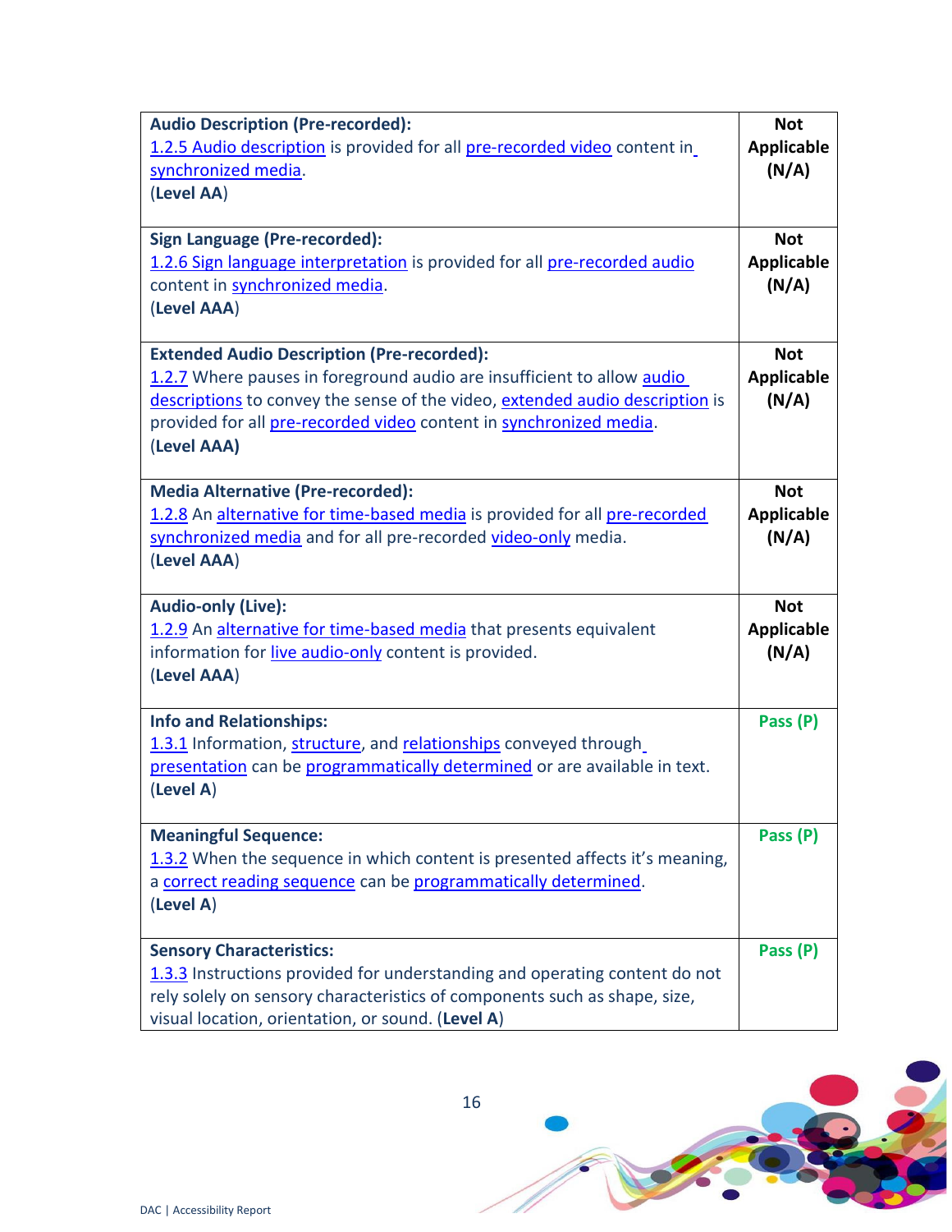| | |
|---|---|
| **Audio Description (Pre-recorded):**<br>1.2.5 Audio description is provided for all pre-recorded video content in synchronized media.<br>(**Level AA**) | **Not Applicable (N/A)** |
| **Sign Language (Pre-recorded):**<br>1.2.6 Sign language interpretation is provided for all pre-recorded audio content in synchronized media.<br>(**Level AAA**) | **Not Applicable (N/A)** |
| **Extended Audio Description (Pre-recorded):**<br>1.2.7 Where pauses in foreground audio are insufficient to allow audio descriptions to convey the sense of the video, extended audio description is provided for all pre-recorded video content in synchronized media.<br>(**Level AAA)** | **Not Applicable (N/A)** |
| **Media Alternative (Pre-recorded):**<br>1.2.8 An alternative for time-based media is provided for all pre-recorded synchronized media and for all pre-recorded video-only media.<br>(**Level AAA**) | **Not Applicable (N/A)** |
| **Audio-only (Live):**<br>1.2.9 An alternative for time-based media that presents equivalent information for live audio-only content is provided.<br>(**Level AAA**) | **Not Applicable (N/A)** |
| **Info and Relationships:**<br>1.3.1 Information, structure, and relationships conveyed through presentation can be programmatically determined or are available in text.<br>(**Level A**) | **Pass (P)** |
| **Meaningful Sequence:**<br>1.3.2 When the sequence in which content is presented affects it's meaning, a correct reading sequence can be programmatically determined.<br>(**Level A**) | **Pass (P)** |
| **Sensory Characteristics:**<br>1.3.3 Instructions provided for understanding and operating content do not rely solely on sensory characteristics of components such as shape, size, visual location, orientation, or sound. (**Level A**) | **Pass (P)** |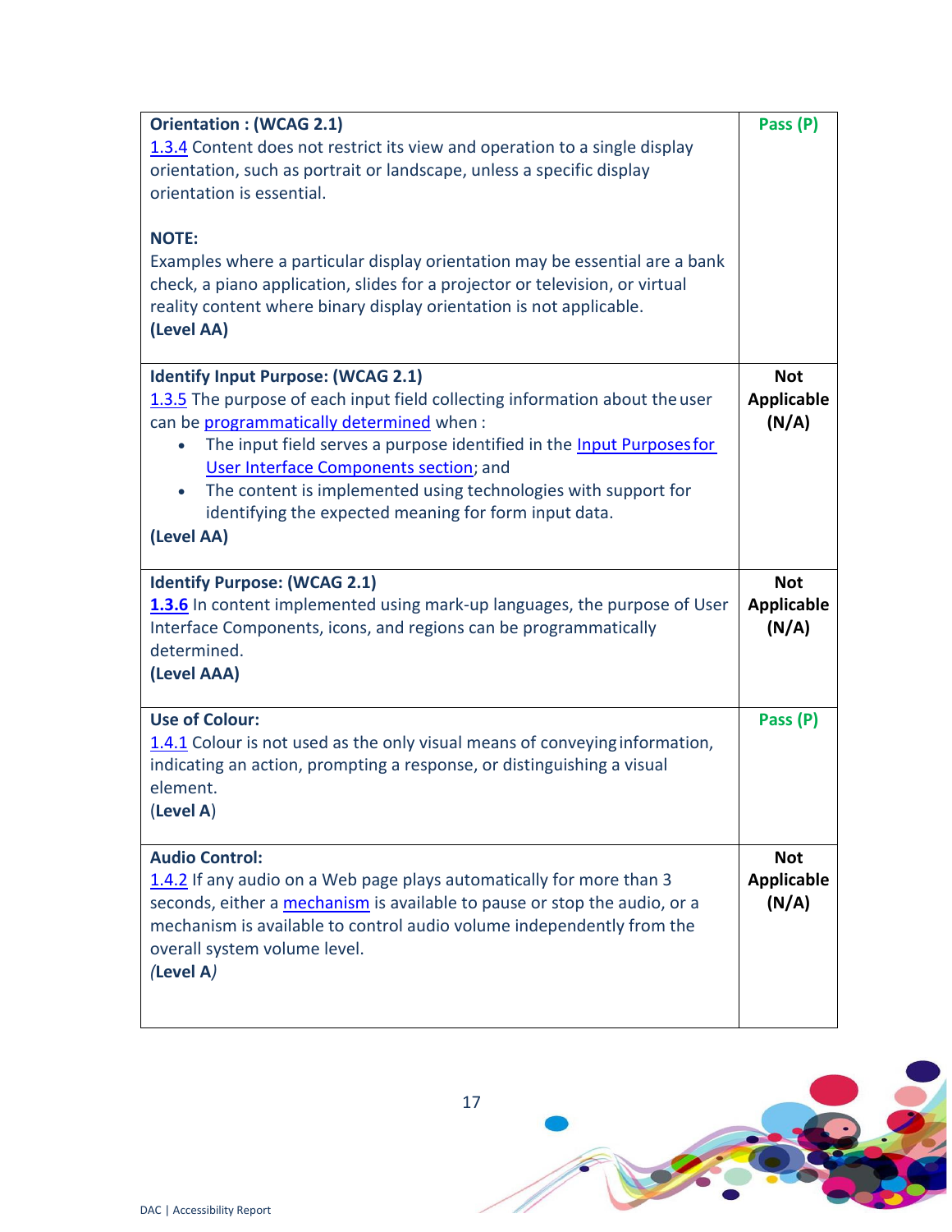| | |
|---|---|
| **Orientation : (WCAG 2.1)**<br>1.3.4 Content does not restrict its view and operation to a single display orientation, such as portrait or landscape, unless a specific display orientation is essential.<br><br>**NOTE:**<br>Examples where a particular display orientation may be essential are a bank check, a piano application, slides for a projector or television, or virtual reality content where binary display orientation is not applicable.<br>**(Level AA)** | **Pass (P)** |
| **Identify Input Purpose: (WCAG 2.1)**<br>1.3.5 The purpose of each input field collecting information about the user can be programmatically determined when :<br>• The input field serves a purpose identified in the Input Purposes for User Interface Components section; and<br>• The content is implemented using technologies with support for identifying the expected meaning for form input data.<br>**(Level AA)** | **Not Applicable (N/A)** |
| **Identify Purpose: (WCAG 2.1)**<br>**1.3.6** In content implemented using mark-up languages, the purpose of User Interface Components, icons, and regions can be programmatically determined.<br>**(Level AAA)** | **Not Applicable (N/A)** |
| **Use of Colour:**<br>1.4.1 Colour is not used as the only visual means of conveying information, indicating an action, prompting a response, or distinguishing a visual element.<br>(**Level A**) | **Pass (P)** |
| **Audio Control:**<br>1.4.2 If any audio on a Web page plays automatically for more than 3 seconds, either a mechanism is available to pause or stop the audio, or a mechanism is available to control audio volume independently from the overall system volume level.<br>*(***Level A***)* | **Not Applicable (N/A)** |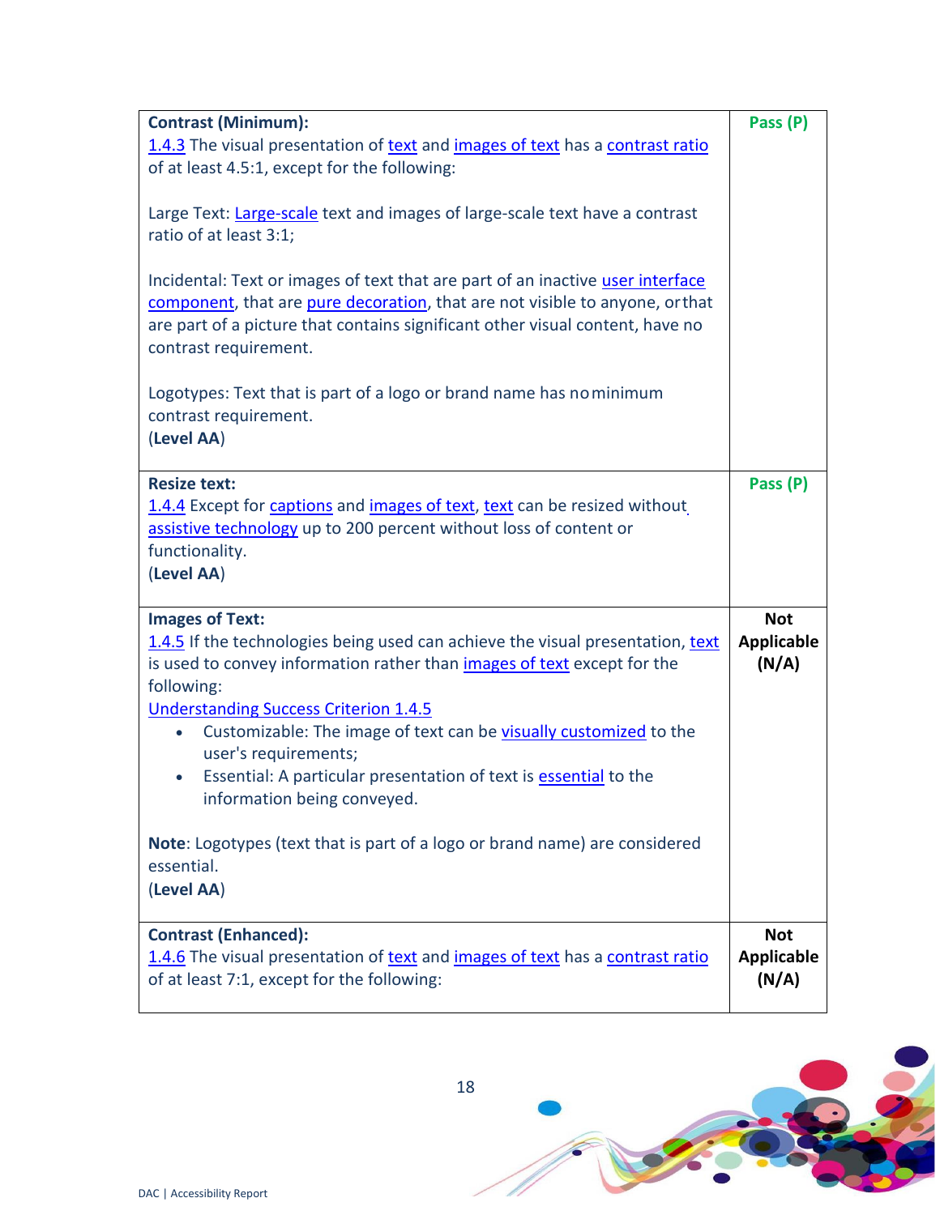| Criterion | Result |
| --- | --- |
| **Contrast (Minimum):**<br>1.4.3 The visual presentation of text and images of text has a contrast ratio of at least 4.5:1, except for the following:<br><br>Large Text: Large-scale text and images of large-scale text have a contrast ratio of at least 3:1;<br><br>Incidental: Text or images of text that are part of an inactive user interface component, that are pure decoration, that are not visible to anyone, or that are part of a picture that contains significant other visual content, have no contrast requirement.<br><br>Logotypes: Text that is part of a logo or brand name has no minimum contrast requirement.<br>(**Level AA**) | **Pass (P)** |
| **Resize text:**<br>1.4.4 Except for captions and images of text, text can be resized without assistive technology up to 200 percent without loss of content or functionality.<br>(**Level AA**) | **Pass (P)** |
| **Images of Text:**<br>1.4.5 If the technologies being used can achieve the visual presentation, text is used to convey information rather than images of text except for the following:<br>Understanding Success Criterion 1.4.5<br>• Customizable: The image of text can be visually customized to the user's requirements;<br>• Essential: A particular presentation of text is essential to the information being conveyed.<br><br>**Note**: Logotypes (text that is part of a logo or brand name) are considered essential.<br>(**Level AA**) | **Not Applicable (N/A)** |
| **Contrast (Enhanced):**<br>1.4.6 The visual presentation of text and images of text has a contrast ratio of at least 7:1, except for the following: | **Not Applicable (N/A)** |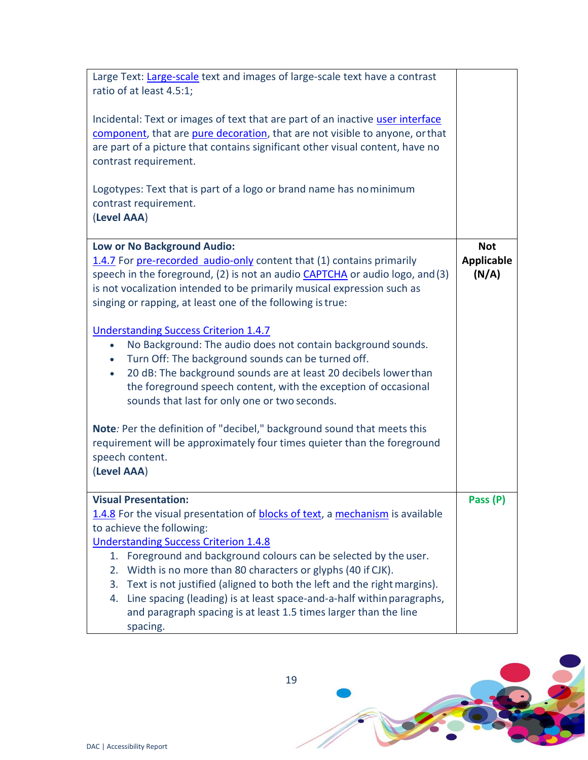| | |
|---|---|
| Large Text: Large-scale text and images of large-scale text have a contrast ratio of at least 4.5:1;<br><br>Incidental: Text or images of text that are part of an inactive user interface component, that are pure decoration, that are not visible to anyone, or that are part of a picture that contains significant other visual content, have no contrast requirement.<br><br>Logotypes: Text that is part of a logo or brand name has no minimum contrast requirement.<br>(**Level AAA**) | |
| **Low or No Background Audio:**<br>1.4.7 For pre-recorded audio-only content that (1) contains primarily speech in the foreground, (2) is not an audio CAPTCHA or audio logo, and (3) is not vocalization intended to be primarily musical expression such as singing or rapping, at least one of the following is true:<br><br>Understanding Success Criterion 1.4.7<br>• No Background: The audio does not contain background sounds.<br>• Turn Off: The background sounds can be turned off.<br>• 20 dB: The background sounds are at least 20 decibels lower than the foreground speech content, with the exception of occasional sounds that last for only one or two seconds.<br><br>**Note**: Per the definition of "decibel," background sound that meets this requirement will be approximately four times quieter than the foreground speech content.<br>(**Level AAA**) | **Not Applicable (N/A)** |
| **Visual Presentation:**<br>1.4.8 For the visual presentation of blocks of text, a mechanism is available to achieve the following:<br>Understanding Success Criterion 1.4.8<br>1. Foreground and background colours can be selected by the user.<br>2. Width is no more than 80 characters or glyphs (40 if CJK).<br>3. Text is not justified (aligned to both the left and the right margins).<br>4. Line spacing (leading) is at least space-and-a-half within paragraphs, and paragraph spacing is at least 1.5 times larger than the line spacing. | **Pass (P)** |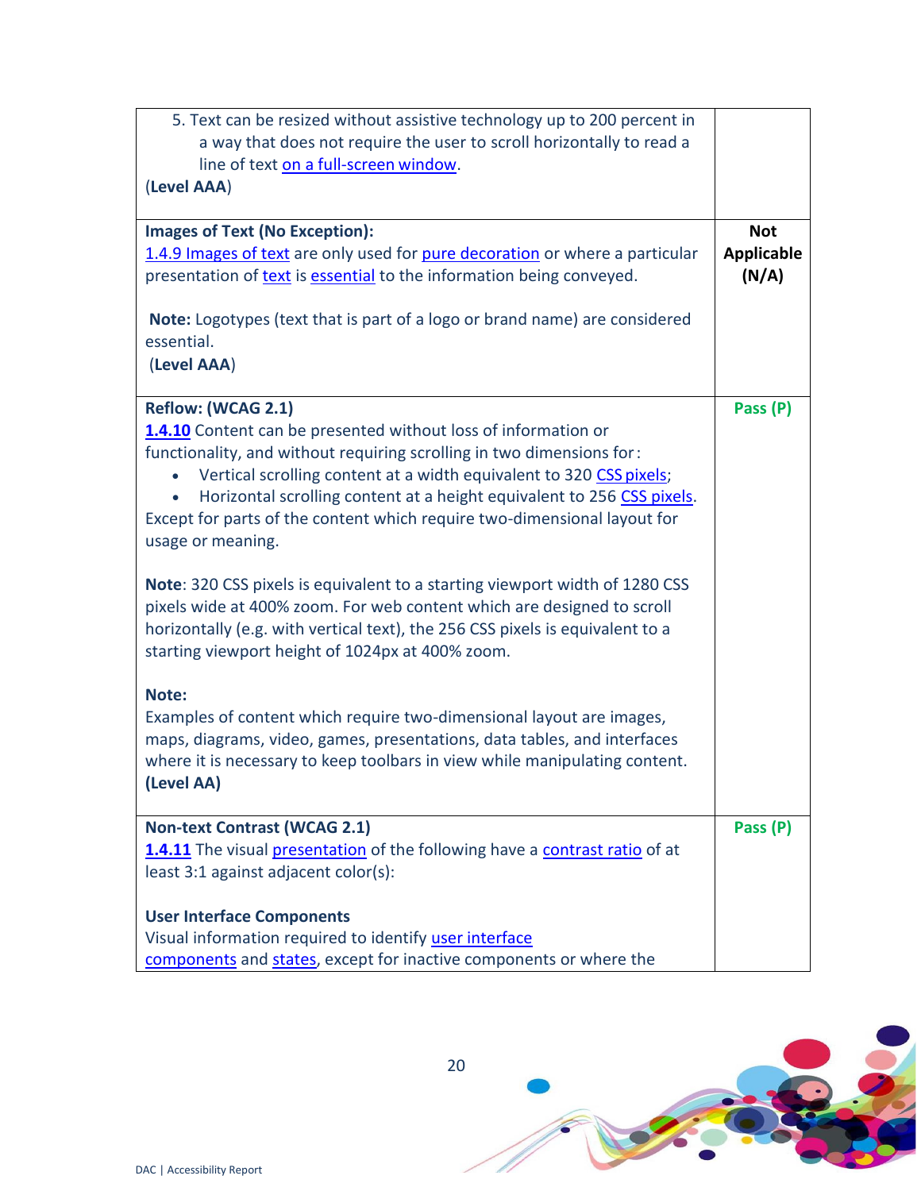| | |
|---|---|
| 5. Text can be resized without assistive technology up to 200 percent in a way that does not require the user to scroll horizontally to read a line of text on a full-screen window.<br>(**Level AAA**) | |
| **Images of Text (No Exception):**<br>1.4.9 Images of text are only used for pure decoration or where a particular presentation of text is essential to the information being conveyed.<br><br>**Note:** Logotypes (text that is part of a logo or brand name) are considered essential.<br>(**Level AAA**) | **Not Applicable (N/A)** |
| **Reflow: (WCAG 2.1)**<br>**1.4.10** Content can be presented without loss of information or functionality, and without requiring scrolling in two dimensions for:<br>• Vertical scrolling content at a width equivalent to 320 CSS pixels;<br>• Horizontal scrolling content at a height equivalent to 256 CSS pixels.<br>Except for parts of the content which require two-dimensional layout for usage or meaning.<br><br>**Note**: 320 CSS pixels is equivalent to a starting viewport width of 1280 CSS pixels wide at 400% zoom. For web content which are designed to scroll horizontally (e.g. with vertical text), the 256 CSS pixels is equivalent to a starting viewport height of 1024px at 400% zoom.<br><br>**Note:**<br>Examples of content which require two-dimensional layout are images, maps, diagrams, video, games, presentations, data tables, and interfaces where it is necessary to keep toolbars in view while manipulating content.<br>**(Level AA)** | **Pass (P)** |
| **Non-text Contrast (WCAG 2.1)**<br>**1.4.11** The visual presentation of the following have a contrast ratio of at least 3:1 against adjacent color(s):<br><br>**User Interface Components**<br>Visual information required to identify user interface components and states, except for inactive components or where the | **Pass (P)** |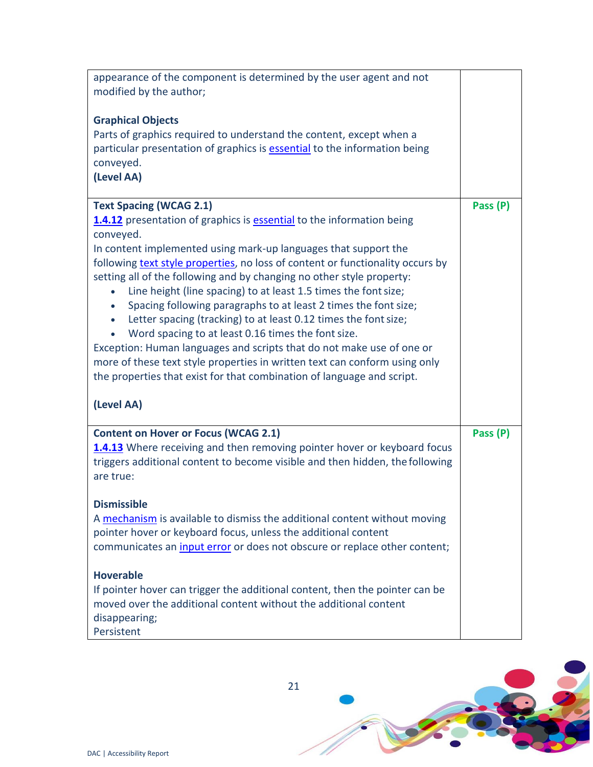| | |
|---|---|
| appearance of the component is determined by the user agent and not modified by the author;<br><br>**Graphical Objects**<br>Parts of graphics required to understand the content, except when a particular presentation of graphics is essential to the information being conveyed.<br>**(Level AA)** | |
| **Text Spacing (WCAG 2.1)**<br>**1.4.12** presentation of graphics is essential to the information being conveyed.<br>In content implemented using mark-up languages that support the following text style properties, no loss of content or functionality occurs by setting all of the following and by changing no other style property:<br>• Line height (line spacing) to at least 1.5 times the font size;<br>• Spacing following paragraphs to at least 2 times the font size;<br>• Letter spacing (tracking) to at least 0.12 times the font size;<br>• Word spacing to at least 0.16 times the font size.<br>Exception: Human languages and scripts that do not make use of one or more of these text style properties in written text can conform using only the properties that exist for that combination of language and script.<br><br>**(Level AA)** | **Pass (P)** |
| **Content on Hover or Focus (WCAG 2.1)**<br>**1.4.13** Where receiving and then removing pointer hover or keyboard focus triggers additional content to become visible and then hidden, the following are true:<br><br>**Dismissible**<br>A mechanism is available to dismiss the additional content without moving pointer hover or keyboard focus, unless the additional content communicates an input error or does not obscure or replace other content;<br><br>**Hoverable**<br>If pointer hover can trigger the additional content, then the pointer can be moved over the additional content without the additional content disappearing;<br>Persistent | **Pass (P)** |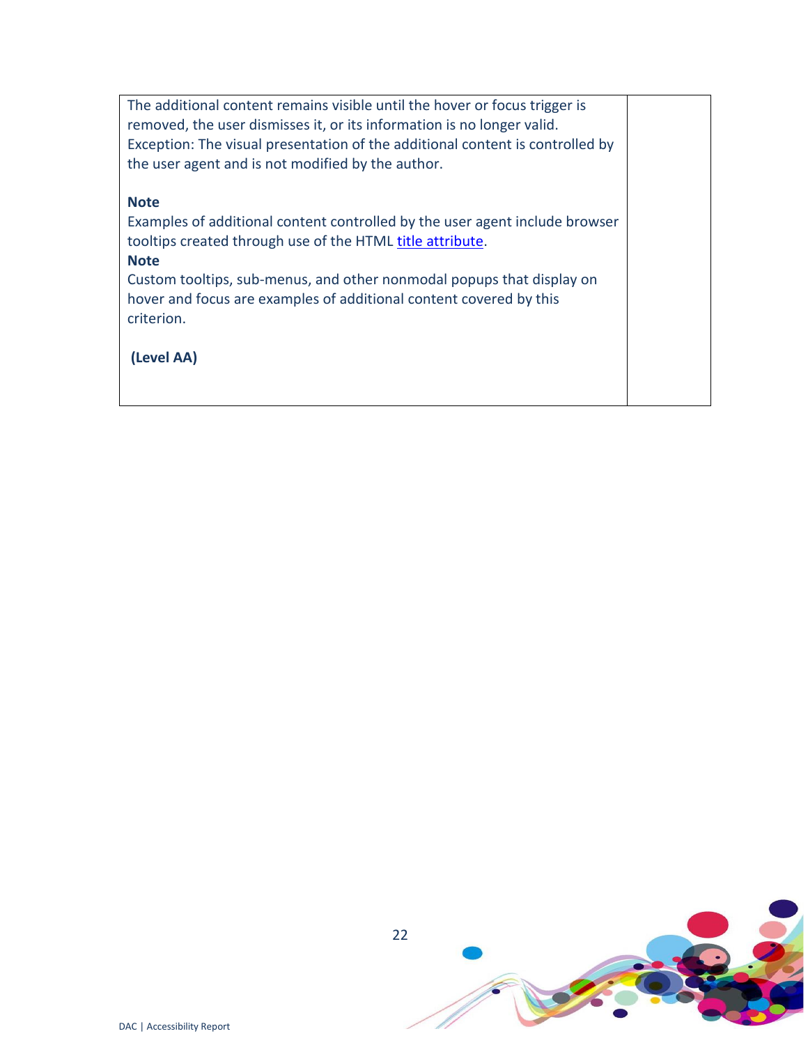| | |
|---|---|
| The additional content remains visible until the hover or focus trigger is removed, the user dismisses it, or its information is no longer valid. Exception: The visual presentation of the additional content is controlled by the user agent and is not modified by the author.<br><br>**Note**<br>Examples of additional content controlled by the user agent include browser tooltips created through use of the HTML [title attribute](#).<br>**Note**<br>Custom tooltips, sub-menus, and other nonmodal popups that display on hover and focus are examples of additional content covered by this criterion.<br><br>**(Level AA)** | |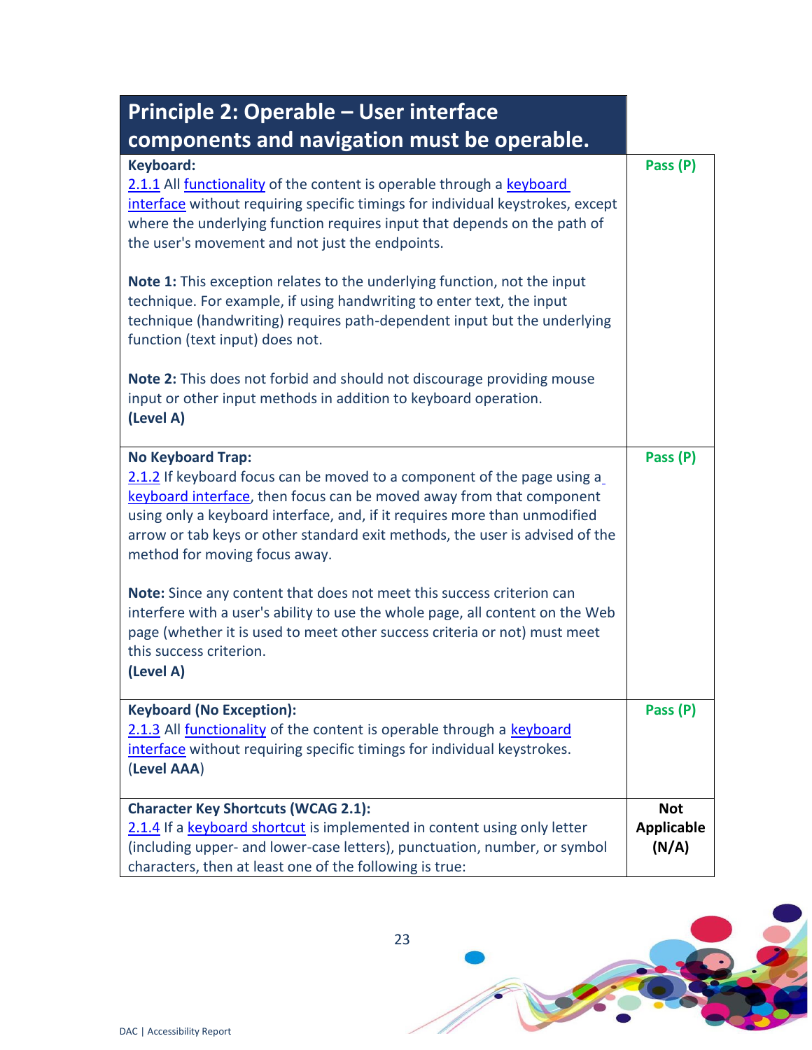| Principle 2: Operable – User interface components and navigation must be operable. | |
|---|---|
| **Keyboard:**<br>2.1.1 All functionality of the content is operable through a keyboard interface without requiring specific timings for individual keystrokes, except where the underlying function requires input that depends on the path of the user's movement and not just the endpoints.<br><br>**Note 1:** This exception relates to the underlying function, not the input technique. For example, if using handwriting to enter text, the input technique (handwriting) requires path-dependent input but the underlying function (text input) does not.<br><br>**Note 2:** This does not forbid and should not discourage providing mouse input or other input methods in addition to keyboard operation.<br>**(Level A)** | **Pass (P)** |
| **No Keyboard Trap:**<br>2.1.2 If keyboard focus can be moved to a component of the page using a keyboard interface, then focus can be moved away from that component using only a keyboard interface, and, if it requires more than unmodified arrow or tab keys or other standard exit methods, the user is advised of the method for moving focus away.<br><br>**Note:** Since any content that does not meet this success criterion can interfere with a user's ability to use the whole page, all content on the Web page (whether it is used to meet other success criteria or not) must meet this success criterion.<br>**(Level A)** | **Pass (P)** |
| **Keyboard (No Exception):**<br>2.1.3 All functionality of the content is operable through a keyboard interface without requiring specific timings for individual keystrokes.<br>(**Level AAA**) | **Pass (P)** |
| **Character Key Shortcuts (WCAG 2.1):**<br>2.1.4 If a keyboard shortcut is implemented in content using only letter (including upper- and lower-case letters), punctuation, number, or symbol characters, then at least one of the following is true: | **Not Applicable (N/A)** |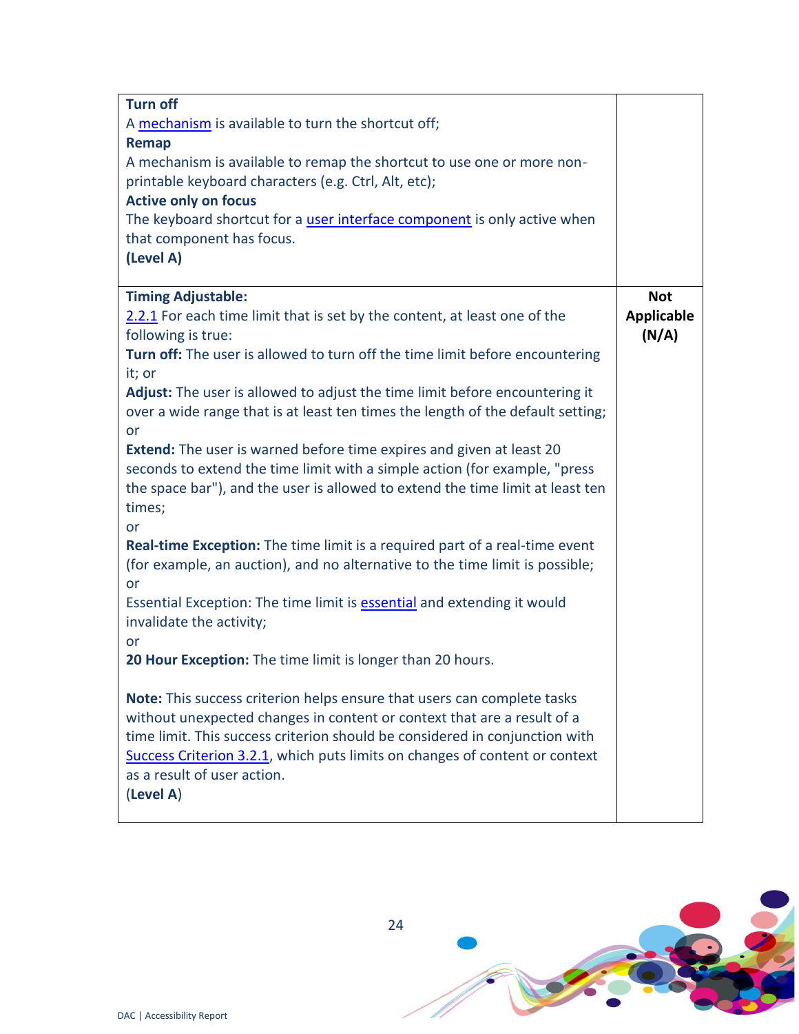| | |
|---|---|
| **Turn off**<br>A mechanism is available to turn the shortcut off;<br>**Remap**<br>A mechanism is available to remap the shortcut to use one or more non-printable keyboard characters (e.g. Ctrl, Alt, etc);<br>**Active only on focus**<br>The keyboard shortcut for a user interface component is only active when that component has focus.<br>**(Level A)** | |
| **Timing Adjustable:**<br>2.2.1 For each time limit that is set by the content, at least one of the following is true:<br>**Turn off:** The user is allowed to turn off the time limit before encountering it; or<br>**Adjust:** The user is allowed to adjust the time limit before encountering it over a wide range that is at least ten times the length of the default setting; or<br>**Extend:** The user is warned before time expires and given at least 20 seconds to extend the time limit with a simple action (for example, "press the space bar"), and the user is allowed to extend the time limit at least ten times;<br>or<br>**Real-time Exception:** The time limit is a required part of a real-time event (for example, an auction), and no alternative to the time limit is possible; or<br>Essential Exception: The time limit is essential and extending it would invalidate the activity;<br>or<br>**20 Hour Exception:** The time limit is longer than 20 hours.<br><br>**Note:** This success criterion helps ensure that users can complete tasks without unexpected changes in content or context that are a result of a time limit. This success criterion should be considered in conjunction with Success Criterion 3.2.1, which puts limits on changes of content or context as a result of user action.<br>(**Level A**) | **Not Applicable (N/A)** |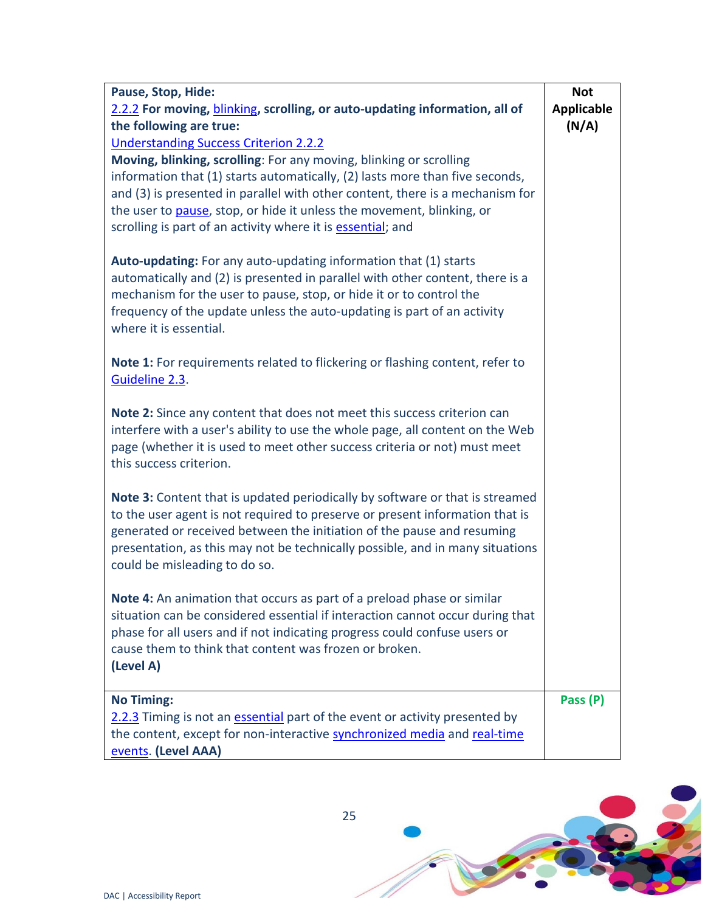| | |
|---|---|
| **Pause, Stop, Hide:**<br>2.2.2 **For moving, blinking, scrolling, or auto-updating information, all of the following are true:**<br>Understanding Success Criterion 2.2.2<br>**Moving, blinking, scrolling**: For any moving, blinking or scrolling information that (1) starts automatically, (2) lasts more than five seconds, and (3) is presented in parallel with other content, there is a mechanism for the user to pause, stop, or hide it unless the movement, blinking, or scrolling is part of an activity where it is essential; and<br><br>**Auto-updating:** For any auto-updating information that (1) starts automatically and (2) is presented in parallel with other content, there is a mechanism for the user to pause, stop, or hide it or to control the frequency of the update unless the auto-updating is part of an activity where it is essential.<br><br>**Note 1:** For requirements related to flickering or flashing content, refer to Guideline 2.3.<br><br>**Note 2:** Since any content that does not meet this success criterion can interfere with a user's ability to use the whole page, all content on the Web page (whether it is used to meet other success criteria or not) must meet this success criterion.<br><br>**Note 3:** Content that is updated periodically by software or that is streamed to the user agent is not required to preserve or present information that is generated or received between the initiation of the pause and resuming presentation, as this may not be technically possible, and in many situations could be misleading to do so.<br><br>**Note 4:** An animation that occurs as part of a preload phase or similar situation can be considered essential if interaction cannot occur during that phase for all users and if not indicating progress could confuse users or cause them to think that content was frozen or broken.<br>**(Level A)** | **Not Applicable (N/A)** |
| **No Timing:**<br>2.2.3 Timing is not an essential part of the event or activity presented by the content, except for non-interactive synchronized media and real-time events. **(Level AAA)** | **Pass (P)** |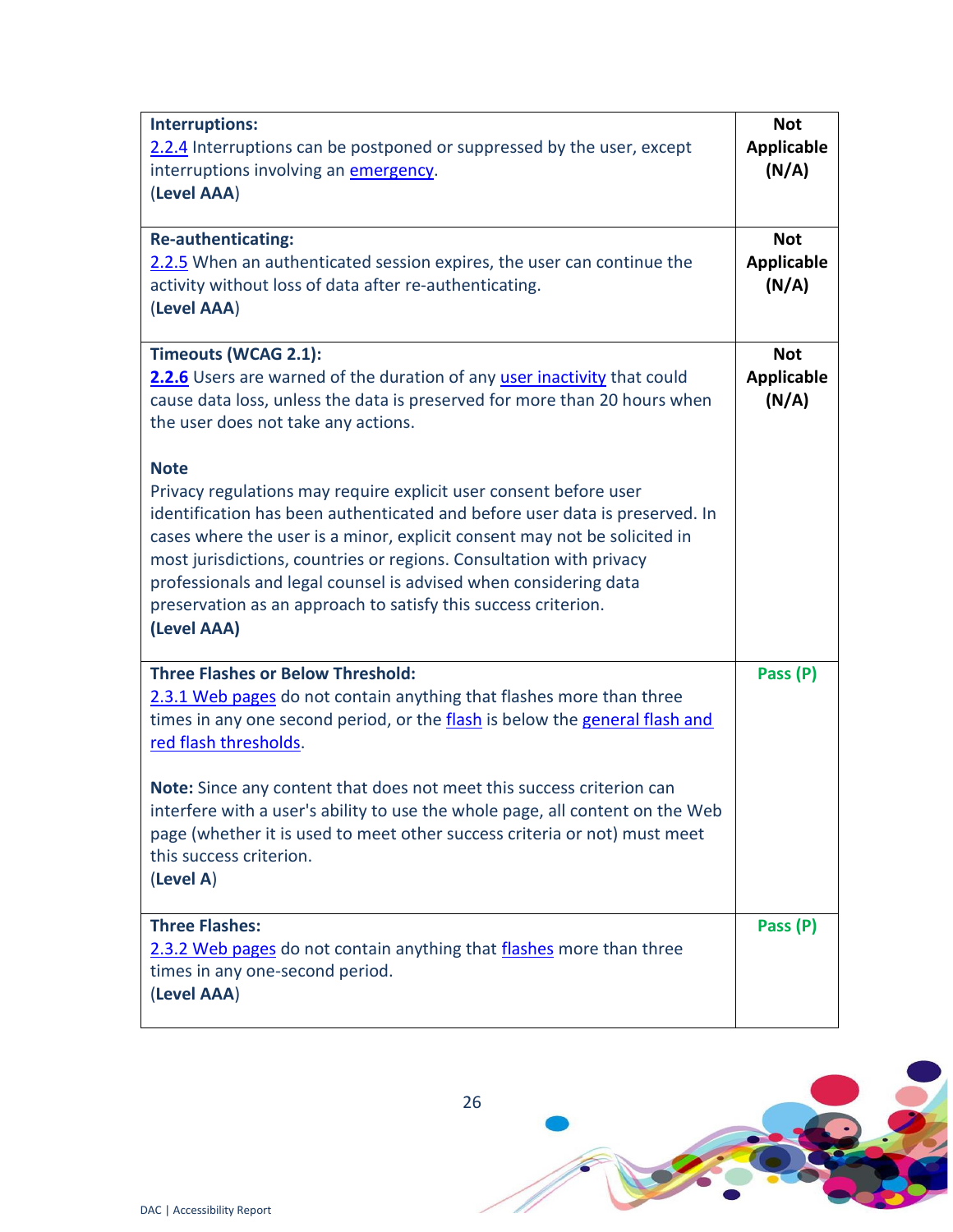| | |
|---|---|
| **Interruptions:**<br>2.2.4 Interruptions can be postponed or suppressed by the user, except interruptions involving an emergency.<br>(**Level AAA**) | **Not Applicable (N/A)** |
| **Re-authenticating:**<br>2.2.5 When an authenticated session expires, the user can continue the activity without loss of data after re-authenticating.<br>(**Level AAA**) | **Not Applicable (N/A)** |
| **Timeouts (WCAG 2.1):**<br>**2.2.6** Users are warned of the duration of any user inactivity that could cause data loss, unless the data is preserved for more than 20 hours when the user does not take any actions.<br><br>**Note**<br>Privacy regulations may require explicit user consent before user identification has been authenticated and before user data is preserved. In cases where the user is a minor, explicit consent may not be solicited in most jurisdictions, countries or regions. Consultation with privacy professionals and legal counsel is advised when considering data preservation as an approach to satisfy this success criterion.<br>**(Level AAA)** | **Not Applicable (N/A)** |
| **Three Flashes or Below Threshold:**<br>2.3.1 Web pages do not contain anything that flashes more than three times in any one second period, or the flash is below the general flash and red flash thresholds.<br><br>**Note:** Since any content that does not meet this success criterion can interfere with a user's ability to use the whole page, all content on the Web page (whether it is used to meet other success criteria or not) must meet this success criterion.<br>(**Level A**) | **Pass (P)** |
| **Three Flashes:**<br>2.3.2 Web pages do not contain anything that flashes more than three times in any one-second period.<br>(**Level AAA**) | **Pass (P)** |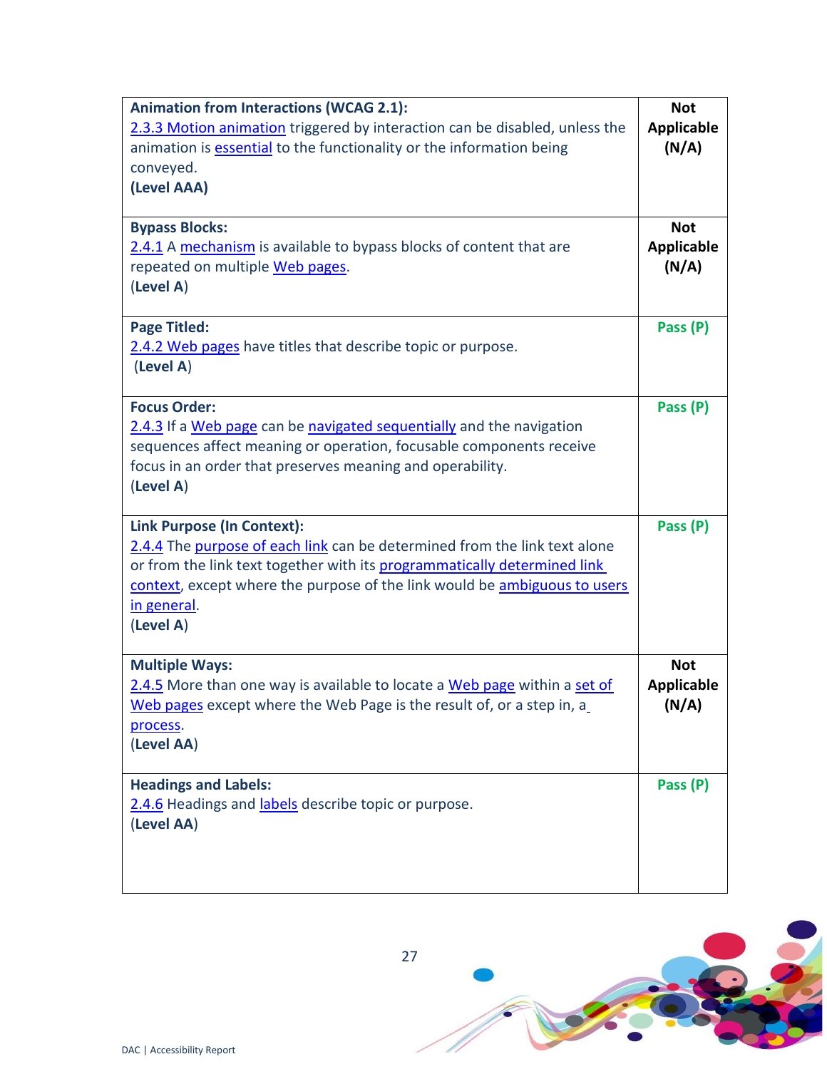| | |
|---|---|
| **Animation from Interactions (WCAG 2.1):** 2.3.3 Motion animation triggered by interaction can be disabled, unless the animation is essential to the functionality or the information being conveyed. **(Level AAA)** | **Not Applicable (N/A)** |
| **Bypass Blocks:** 2.4.1 A mechanism is available to bypass blocks of content that are repeated on multiple Web pages. (**Level A**) | **Not Applicable (N/A)** |
| **Page Titled:** 2.4.2 Web pages have titles that describe topic or purpose. (**Level A**) | **Pass (P)** |
| **Focus Order:** 2.4.3 If a Web page can be navigated sequentially and the navigation sequences affect meaning or operation, focusable components receive focus in an order that preserves meaning and operability. (**Level A**) | **Pass (P)** |
| **Link Purpose (In Context):** 2.4.4 The purpose of each link can be determined from the link text alone or from the link text together with its programmatically determined link context, except where the purpose of the link would be ambiguous to users in general. (**Level A**) | **Pass (P)** |
| **Multiple Ways:** 2.4.5 More than one way is available to locate a Web page within a set of Web pages except where the Web Page is the result of, or a step in, a process. (**Level AA**) | **Not Applicable (N/A)** |
| **Headings and Labels:** 2.4.6 Headings and labels describe topic or purpose. (**Level AA**) | **Pass (P)** |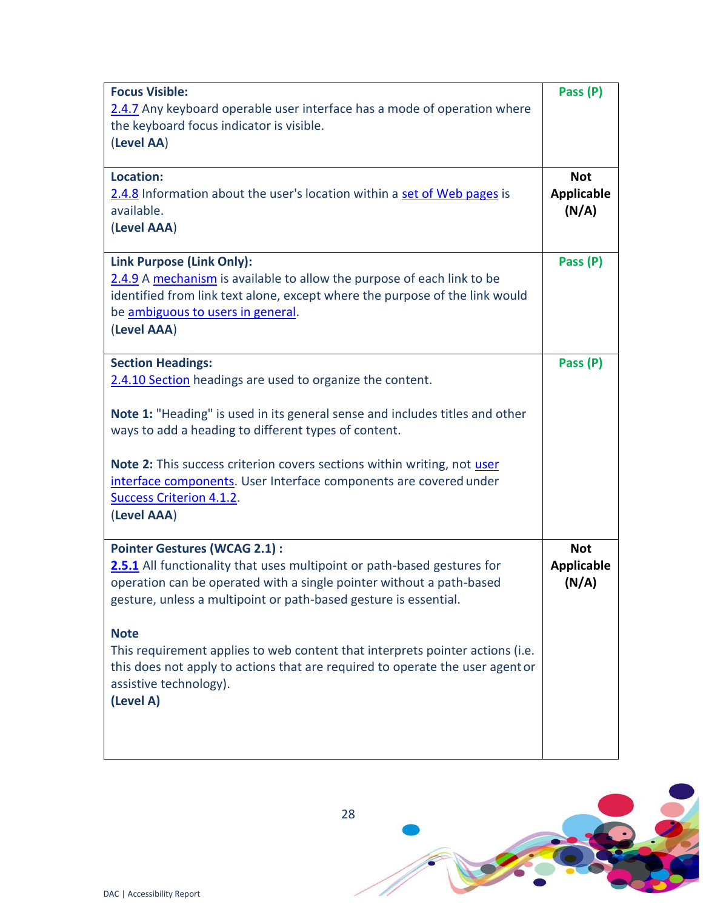| | |
|---|---|
| **Focus Visible:**<br>2.4.7 Any keyboard operable user interface has a mode of operation where the keyboard focus indicator is visible.<br>(**Level AA**) | **Pass (P)** |
| **Location:**<br>2.4.8 Information about the user's location within a set of Web pages is available.<br>(**Level AAA**) | **Not Applicable (N/A)** |
| **Link Purpose (Link Only):**<br>2.4.9 A mechanism is available to allow the purpose of each link to be identified from link text alone, except where the purpose of the link would be ambiguous to users in general.<br>(**Level AAA**) | **Pass (P)** |
| **Section Headings:**<br>2.4.10 Section headings are used to organize the content.<br><br>**Note 1:** "Heading" is used in its general sense and includes titles and other ways to add a heading to different types of content.<br><br>**Note 2:** This success criterion covers sections within writing, not user interface components. User Interface components are covered under Success Criterion 4.1.2.<br>(**Level AAA**) | **Pass (P)** |
| **Pointer Gestures (WCAG 2.1) :**<br>**2.5.1** All functionality that uses multipoint or path-based gestures for operation can be operated with a single pointer without a path-based gesture, unless a multipoint or path-based gesture is essential.<br><br>**Note**<br>This requirement applies to web content that interprets pointer actions (i.e. this does not apply to actions that are required to operate the user agent or assistive technology).<br>**(Level A)** | **Not Applicable (N/A)** |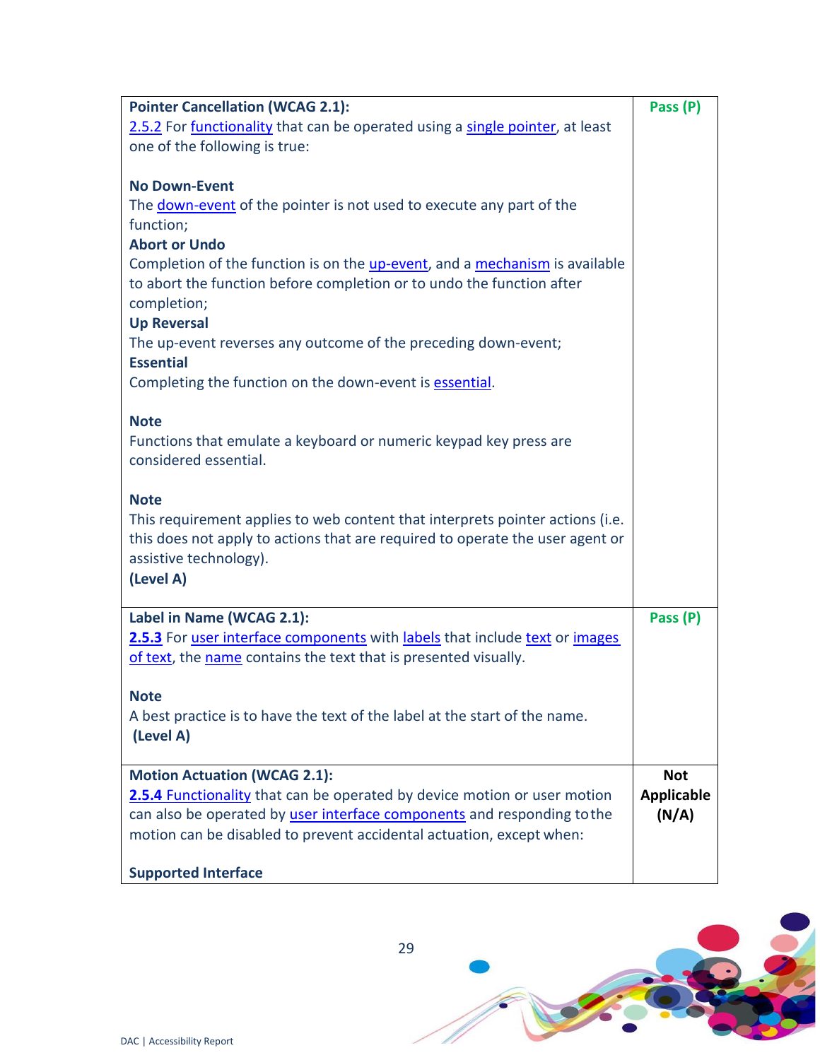| | |
|---|---|
| **Pointer Cancellation (WCAG 2.1):**<br>2.5.2 For functionality that can be operated using a single pointer, at least one of the following is true:<br><br>**No Down-Event**<br>The down-event of the pointer is not used to execute any part of the function;<br>**Abort or Undo**<br>Completion of the function is on the up-event, and a mechanism is available to abort the function before completion or to undo the function after completion;<br>**Up Reversal**<br>The up-event reverses any outcome of the preceding down-event;<br>**Essential**<br>Completing the function on the down-event is essential.<br><br>**Note**<br>Functions that emulate a keyboard or numeric keypad key press are considered essential.<br><br>**Note**<br>This requirement applies to web content that interprets pointer actions (i.e. this does not apply to actions that are required to operate the user agent or assistive technology).<br>**(Level A)** | **Pass (P)** |
| **Label in Name (WCAG 2.1):**<br>**2.5.3** For user interface components with labels that include text or images of text, the name contains the text that is presented visually.<br><br>**Note**<br>A best practice is to have the text of the label at the start of the name.<br>**(Level A)** | **Pass (P)** |
| **Motion Actuation (WCAG 2.1):**<br>**2.5.4** Functionality that can be operated by device motion or user motion can also be operated by user interface components and responding to the motion can be disabled to prevent accidental actuation, except when:<br><br>**Supported Interface** | **Not Applicable (N/A)** |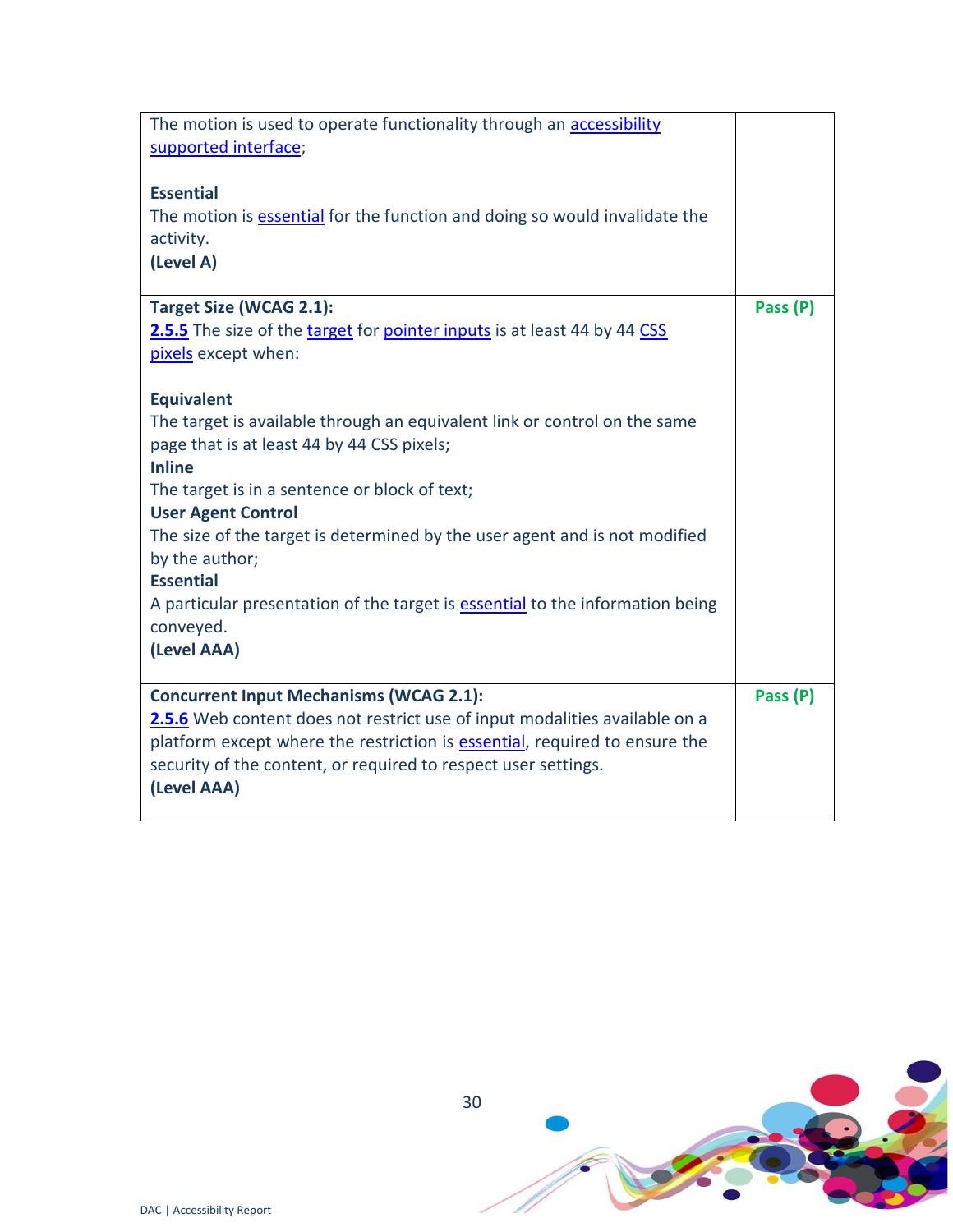| | |
|---|---|
| The motion is used to operate functionality through an accessibility supported interface;<br><br>**Essential**<br>The motion is essential for the function and doing so would invalidate the activity.<br>**(Level A)** | |
| **Target Size (WCAG 2.1):**<br>**2.5.5** The size of the target for pointer inputs is at least 44 by 44 CSS pixels except when:<br><br>**Equivalent**<br>The target is available through an equivalent link or control on the same page that is at least 44 by 44 CSS pixels;<br>**Inline**<br>The target is in a sentence or block of text;<br>**User Agent Control**<br>The size of the target is determined by the user agent and is not modified by the author;<br>**Essential**<br>A particular presentation of the target is essential to the information being conveyed.<br>**(Level AAA)** | **Pass (P)** |
| **Concurrent Input Mechanisms (WCAG 2.1):**<br>**2.5.6** Web content does not restrict use of input modalities available on a platform except where the restriction is essential, required to ensure the security of the content, or required to respect user settings.<br>**(Level AAA)** | **Pass (P)** |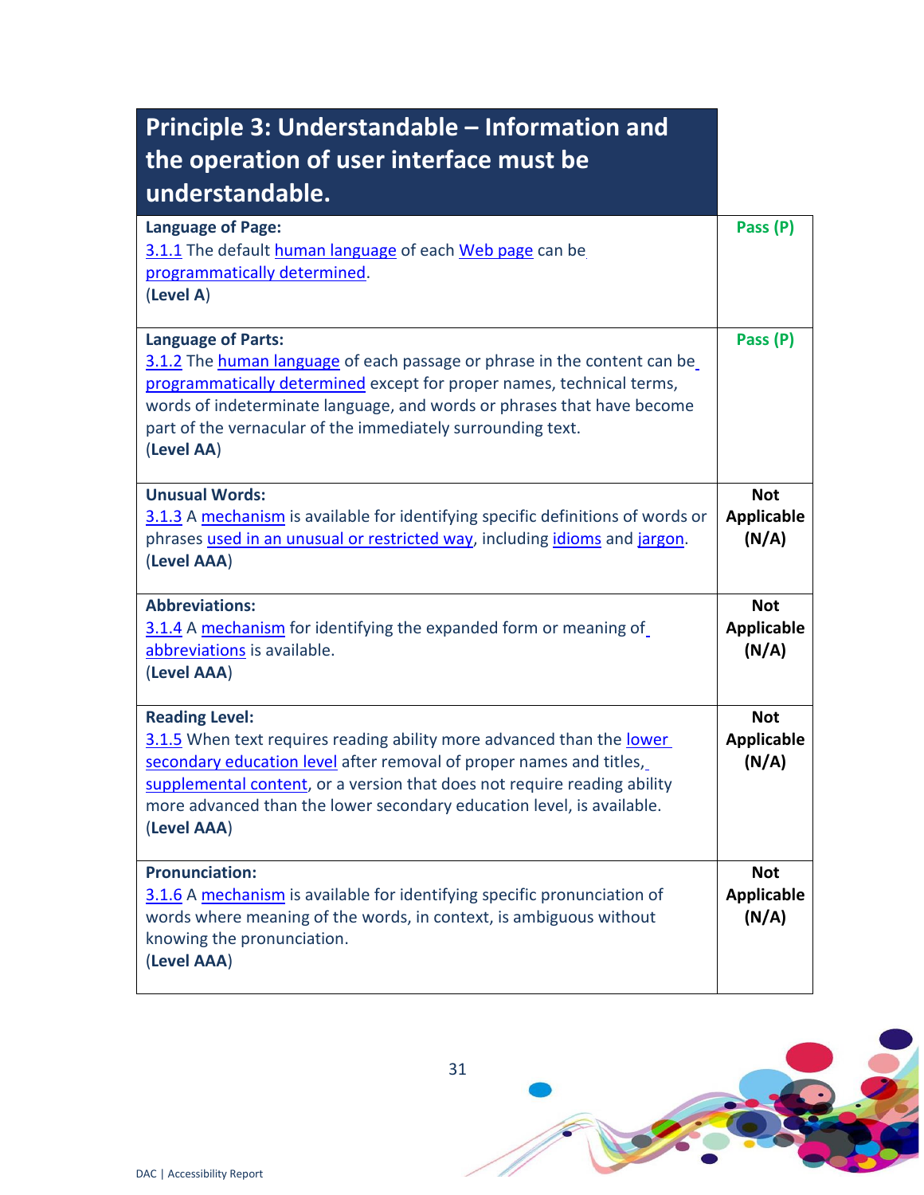| Principle 3: Understandable – Information and the operation of user interface must be understandable. | |
|---|---|
| **Language of Page:**<br>3.1.1 The default human language of each Web page can be programmatically determined.<br>(**Level A**) | **Pass (P)** |
| **Language of Parts:**<br>3.1.2 The human language of each passage or phrase in the content can be programmatically determined except for proper names, technical terms, words of indeterminate language, and words or phrases that have become part of the vernacular of the immediately surrounding text.<br>(**Level AA**) | **Pass (P)** |
| **Unusual Words:**<br>3.1.3 A mechanism is available for identifying specific definitions of words or phrases used in an unusual or restricted way, including idioms and jargon.<br>(**Level AAA**) | **Not Applicable (N/A)** |
| **Abbreviations:**<br>3.1.4 A mechanism for identifying the expanded form or meaning of abbreviations is available.<br>(**Level AAA**) | **Not Applicable (N/A)** |
| **Reading Level:**<br>3.1.5 When text requires reading ability more advanced than the lower secondary education level after removal of proper names and titles, supplemental content, or a version that does not require reading ability more advanced than the lower secondary education level, is available.<br>(**Level AAA**) | **Not Applicable (N/A)** |
| **Pronunciation:**<br>3.1.6 A mechanism is available for identifying specific pronunciation of words where meaning of the words, in context, is ambiguous without knowing the pronunciation.<br>(**Level AAA**) | **Not Applicable (N/A)** |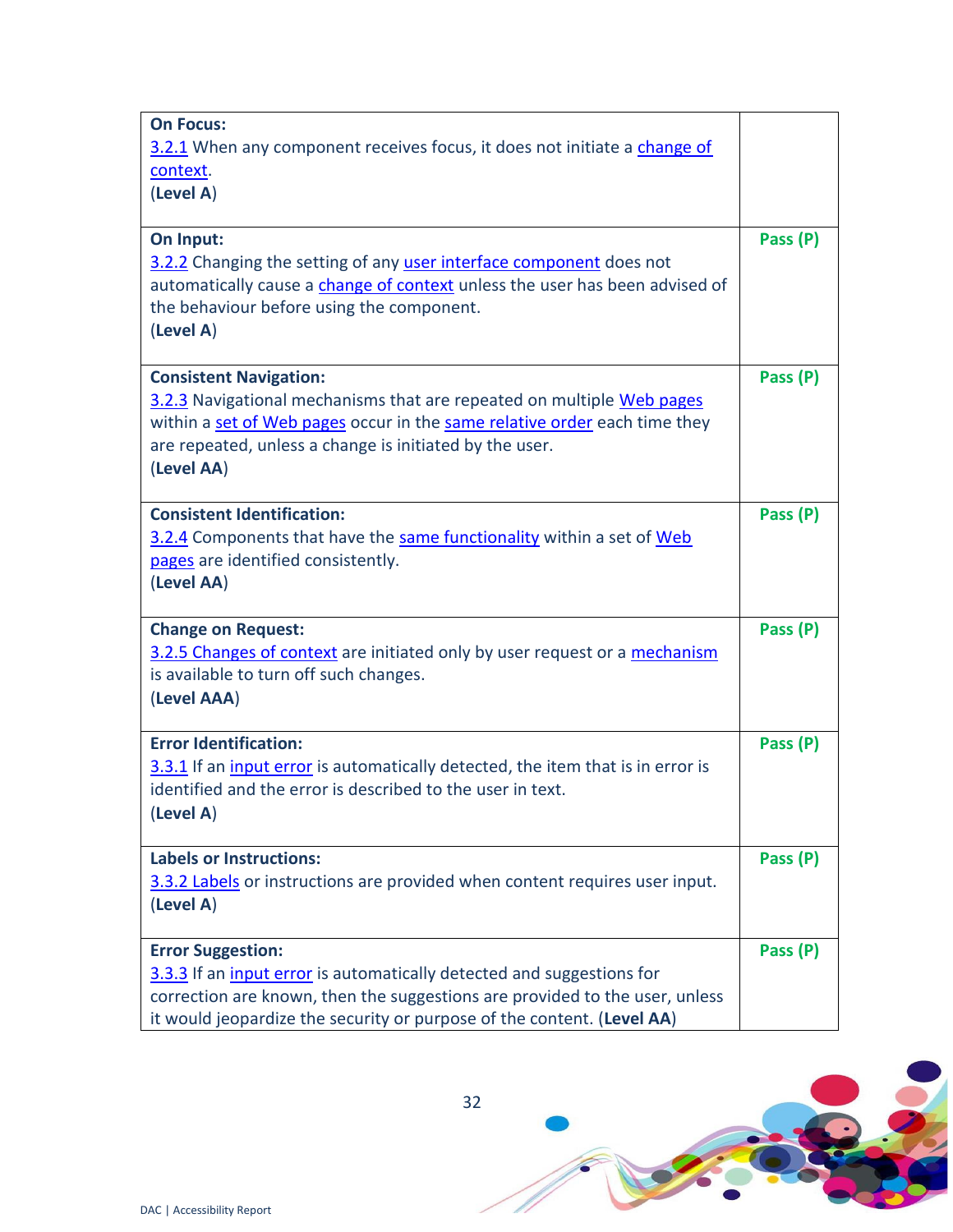| | |
|---|---|
| **On Focus:** 3.2.1 When any component receives focus, it does not initiate a change of context. (**Level A**) | |
| **On Input:** 3.2.2 Changing the setting of any user interface component does not automatically cause a change of context unless the user has been advised of the behaviour before using the component. (**Level A**) | **Pass (P)** |
| **Consistent Navigation:** 3.2.3 Navigational mechanisms that are repeated on multiple Web pages within a set of Web pages occur in the same relative order each time they are repeated, unless a change is initiated by the user. (**Level AA**) | **Pass (P)** |
| **Consistent Identification:** 3.2.4 Components that have the same functionality within a set of Web pages are identified consistently. (**Level AA**) | **Pass (P)** |
| **Change on Request:** 3.2.5 Changes of context are initiated only by user request or a mechanism is available to turn off such changes. (**Level AAA**) | **Pass (P)** |
| **Error Identification:** 3.3.1 If an input error is automatically detected, the item that is in error is identified and the error is described to the user in text. (**Level A**) | **Pass (P)** |
| **Labels or Instructions:** 3.3.2 Labels or instructions are provided when content requires user input. (**Level A**) | **Pass (P)** |
| **Error Suggestion:** 3.3.3 If an input error is automatically detected and suggestions for correction are known, then the suggestions are provided to the user, unless it would jeopardize the security or purpose of the content. (**Level AA**) | **Pass (P)** |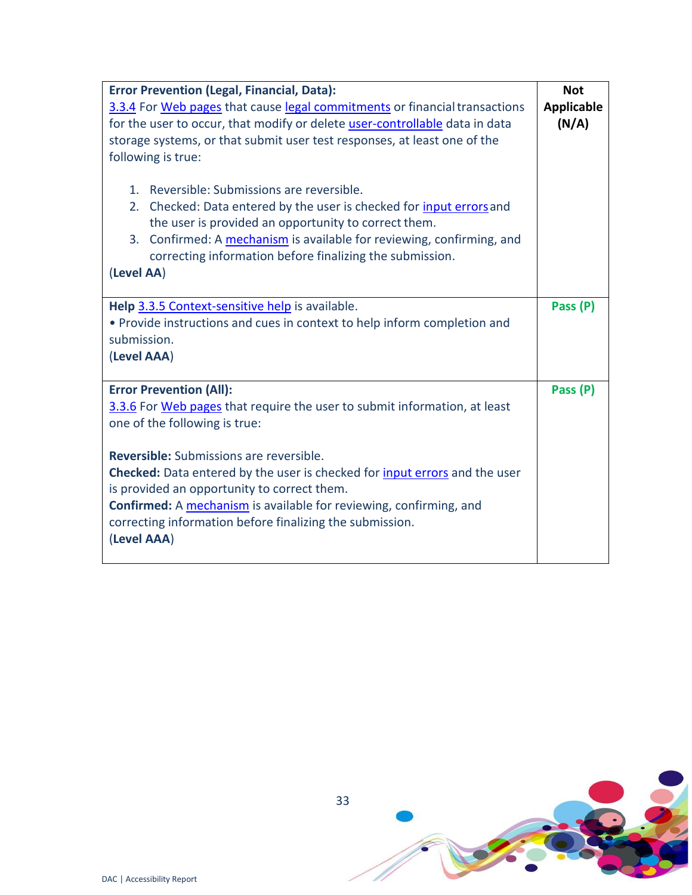| Error Prevention (Legal, Financial, Data): 3.3.4 For Web pages that cause legal commitments or financial transactions for the user to occur, that modify or delete user-controllable data in data storage systems, or that submit user test responses, at least one of the following is true:<br><br>1. Reversible: Submissions are reversible.<br>2. Checked: Data entered by the user is checked for input errors and the user is provided an opportunity to correct them.<br>3. Confirmed: A mechanism is available for reviewing, confirming, and correcting information before finalizing the submission.<br><br>(**Level AA**) | **Not Applicable (N/A)** |
|---|---|
| **Help** 3.3.5 Context-sensitive help is available.<br>• Provide instructions and cues in context to help inform completion and submission.<br>(**Level AAA**) | **Pass (P)** |
| **Error Prevention (All):**<br>3.3.6 For Web pages that require the user to submit information, at least one of the following is true:<br><br>**Reversible:** Submissions are reversible.<br>**Checked:** Data entered by the user is checked for input errors and the user is provided an opportunity to correct them.<br>**Confirmed:** A mechanism is available for reviewing, confirming, and correcting information before finalizing the submission.<br>(**Level AAA**) | **Pass (P)** |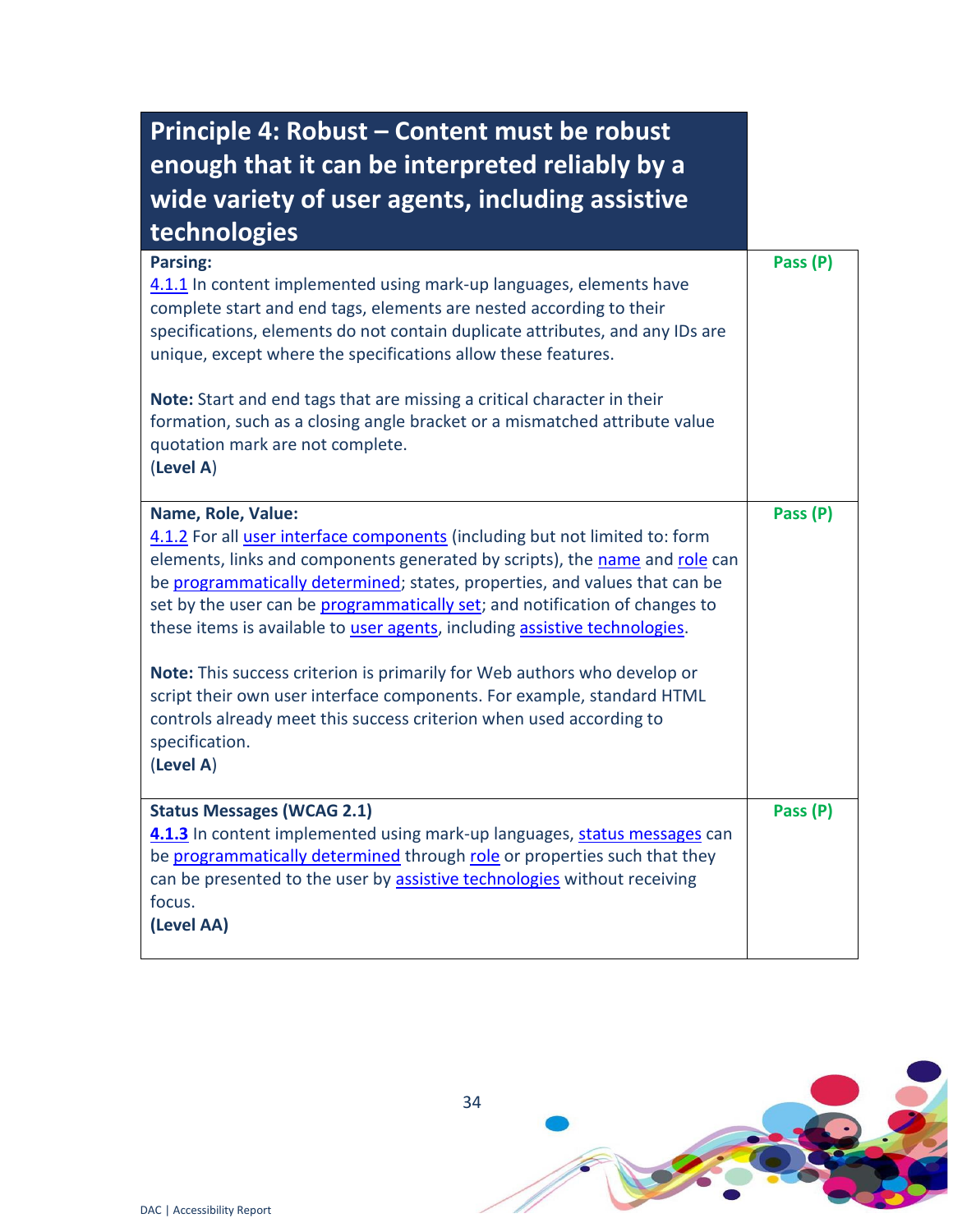| Principle 4: Robust – Content must be robust enough that it can be interpreted reliably by a wide variety of user agents, including assistive technologies | |
|---|---|
| **Parsing:**<br>4.1.1 In content implemented using mark-up languages, elements have complete start and end tags, elements are nested according to their specifications, elements do not contain duplicate attributes, and any IDs are unique, except where the specifications allow these features.<br><br>**Note:** Start and end tags that are missing a critical character in their formation, such as a closing angle bracket or a mismatched attribute value quotation mark are not complete.<br>(**Level A**) | **Pass (P)** |
| **Name, Role, Value:**<br>4.1.2 For all user interface components (including but not limited to: form elements, links and components generated by scripts), the name and role can be programmatically determined; states, properties, and values that can be set by the user can be programmatically set; and notification of changes to these items is available to user agents, including assistive technologies.<br><br>**Note:** This success criterion is primarily for Web authors who develop or script their own user interface components. For example, standard HTML controls already meet this success criterion when used according to specification.<br>(**Level A**) | **Pass (P)** |
| **Status Messages (WCAG 2.1)**<br>**4.1.3** In content implemented using mark-up languages, status messages can be programmatically determined through role or properties such that they can be presented to the user by assistive technologies without receiving focus.<br>**(Level AA)** | **Pass (P)** |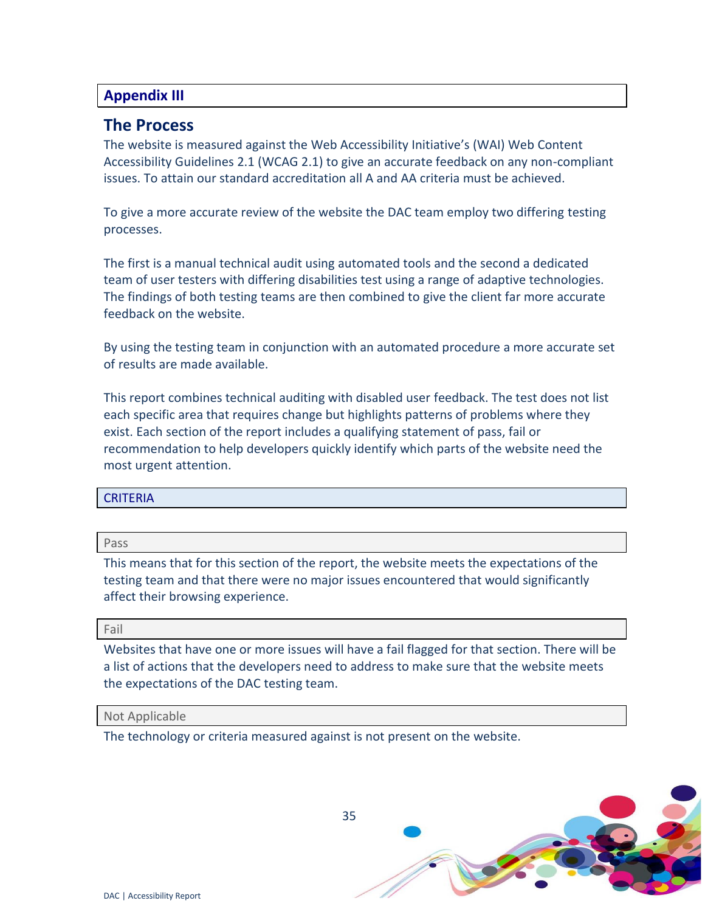## Appendix III

## The Process

The website is measured against the Web Accessibility Initiative's (WAI) Web Content Accessibility Guidelines 2.1 (WCAG 2.1) to give an accurate feedback on any non-compliant issues. To attain our standard accreditation all A and AA criteria must be achieved.

To give a more accurate review of the website the DAC team employ two differing testing processes.

The first is a manual technical audit using automated tools and the second a dedicated team of user testers with differing disabilities test using a range of adaptive technologies. The findings of both testing teams are then combined to give the client far more accurate feedback on the website.

By using the testing team in conjunction with an automated procedure a more accurate set of results are made available.

This report combines technical auditing with disabled user feedback. The test does not list each specific area that requires change but highlights patterns of problems where they exist. Each section of the report includes a qualifying statement of pass, fail or recommendation to help developers quickly identify which parts of the website need the most urgent attention.

### CRITERIA

#### Pass

This means that for this section of the report, the website meets the expectations of the testing team and that there were no major issues encountered that would significantly affect their browsing experience.

#### Fail

Websites that have one or more issues will have a fail flagged for that section. There will be a list of actions that the developers need to address to make sure that the website meets the expectations of the DAC testing team.

#### Not Applicable

The technology or criteria measured against is not present on the website.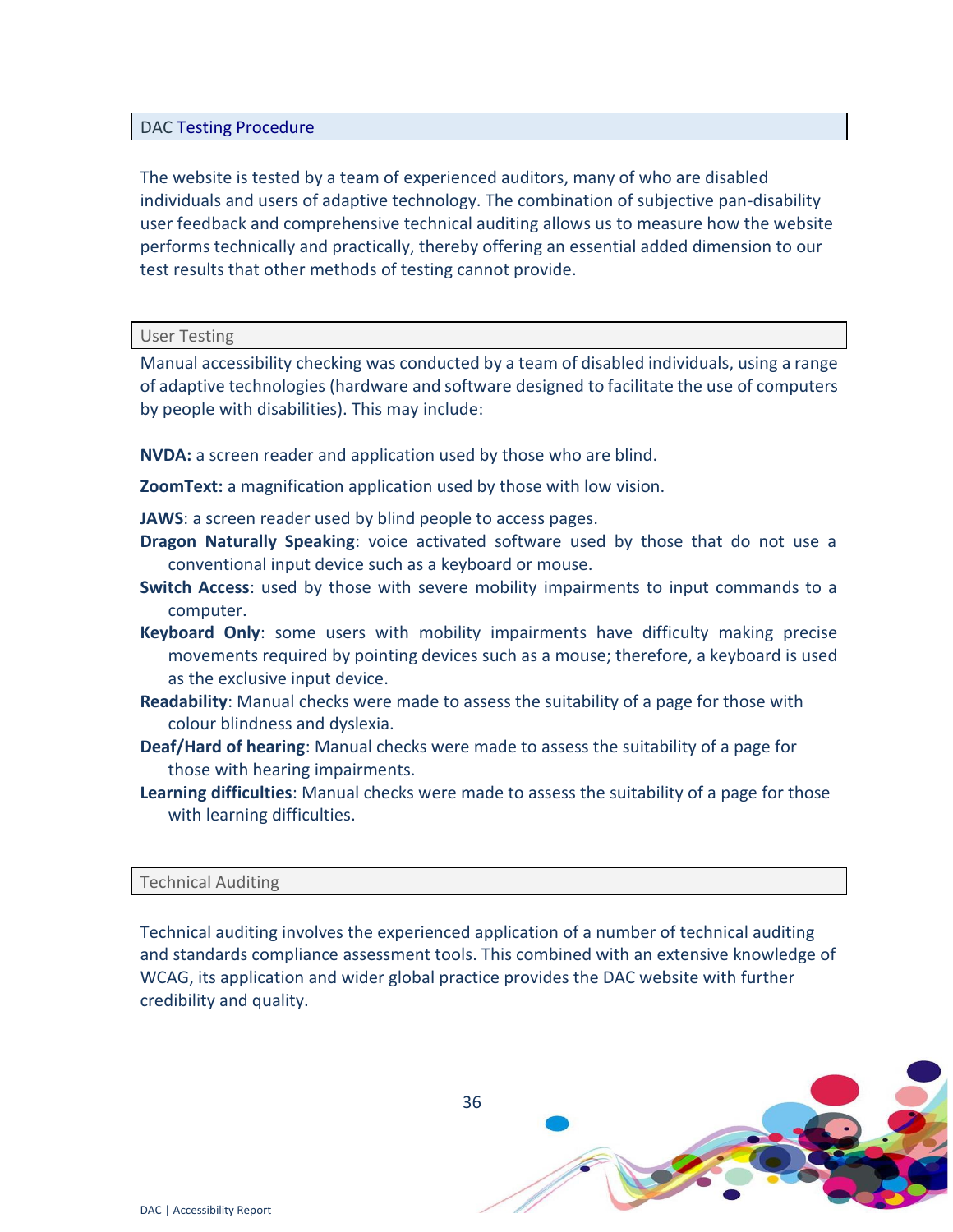## DAC Testing Procedure

The website is tested by a team of experienced auditors, many of who are disabled individuals and users of adaptive technology. The combination of subjective pan-disability user feedback and comprehensive technical auditing allows us to measure how the website performs technically and practically, thereby offering an essential added dimension to our test results that other methods of testing cannot provide.

### User Testing

Manual accessibility checking was conducted by a team of disabled individuals, using a range of adaptive technologies (hardware and software designed to facilitate the use of computers by people with disabilities). This may include:

**NVDA:** a screen reader and application used by those who are blind.

**ZoomText:** a magnification application used by those with low vision.

**JAWS**: a screen reader used by blind people to access pages.

**Dragon Naturally Speaking**: voice activated software used by those that do not use a conventional input device such as a keyboard or mouse.

**Switch Access**: used by those with severe mobility impairments to input commands to a computer.

**Keyboard Only**: some users with mobility impairments have difficulty making precise movements required by pointing devices such as a mouse; therefore, a keyboard is used as the exclusive input device.

**Readability**: Manual checks were made to assess the suitability of a page for those with colour blindness and dyslexia.

**Deaf/Hard of hearing**: Manual checks were made to assess the suitability of a page for those with hearing impairments.

**Learning difficulties**: Manual checks were made to assess the suitability of a page for those with learning difficulties.

### Technical Auditing

Technical auditing involves the experienced application of a number of technical auditing and standards compliance assessment tools. This combined with an extensive knowledge of WCAG, its application and wider global practice provides the DAC website with further credibility and quality.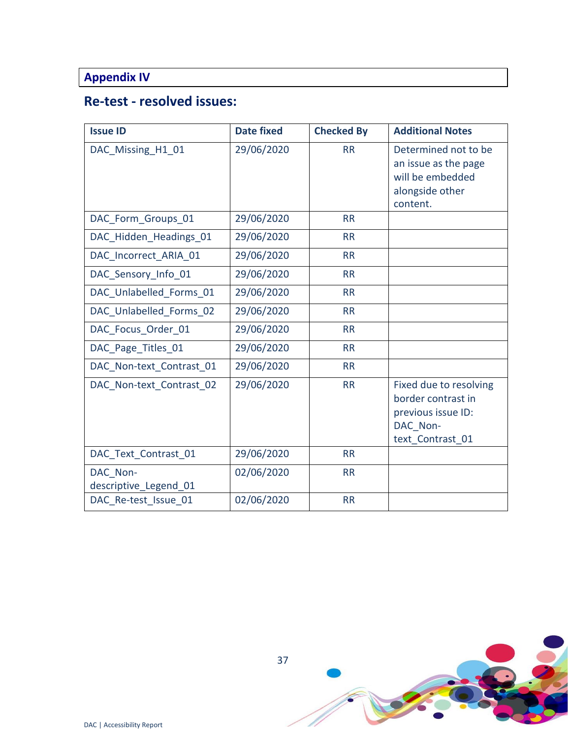## Appendix IV

## Re-test - resolved issues:

| Issue ID | Date fixed | Checked By | Additional Notes |
|---|---|---|---|
| DAC_Missing_H1_01 | 29/06/2020 | RR | Determined not to be an issue as the page will be embedded alongside other content. |
| DAC_Form_Groups_01 | 29/06/2020 | RR | |
| DAC_Hidden_Headings_01 | 29/06/2020 | RR | |
| DAC_Incorrect_ARIA_01 | 29/06/2020 | RR | |
| DAC_Sensory_Info_01 | 29/06/2020 | RR | |
| DAC_Unlabelled_Forms_01 | 29/06/2020 | RR | |
| DAC_Unlabelled_Forms_02 | 29/06/2020 | RR | |
| DAC_Focus_Order_01 | 29/06/2020 | RR | |
| DAC_Page_Titles_01 | 29/06/2020 | RR | |
| DAC_Non-text_Contrast_01 | 29/06/2020 | RR | |
| DAC_Non-text_Contrast_02 | 29/06/2020 | RR | Fixed due to resolving border contrast in previous issue ID: DAC_Non-text_Contrast_01 |
| DAC_Text_Contrast_01 | 29/06/2020 | RR | |
| DAC_Non-descriptive_Legend_01 | 02/06/2020 | RR | |
| DAC_Re-test_Issue_01 | 02/06/2020 | RR | |